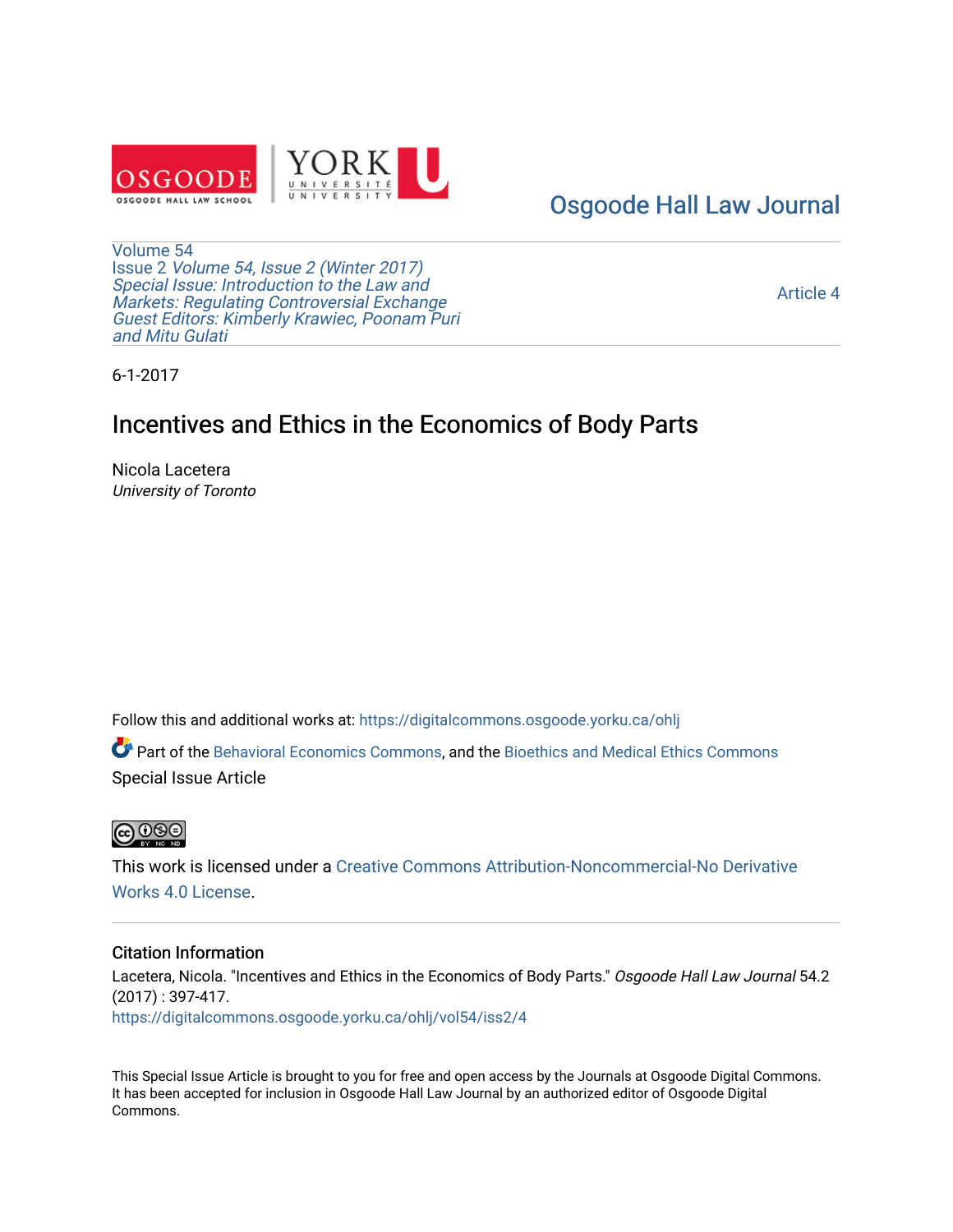[Osgoode Hall Law Journal](https://digitalcommons.osgoode.yorku.ca/ohlj)

Volume 54
Issue 2 *Volume 54, Issue 2 (Winter 2017)*
*Special Issue: Introduction to the Law and Markets: Regulating Controversial Exchange*
*Guest Editors: Kimberly Krawiec, Poonam Puri and Mitu Gulati*

Article 4

6-1-2017

# Incentives and Ethics in the Economics of Body Parts

Nicola Lacetera
*University of Toronto*

Follow this and additional works at: https://digitalcommons.osgoode.yorku.ca/ohlj

Part of the Behavioral Economics Commons, and the Bioethics and Medical Ethics Commons
Special Issue Article

This work is licensed under a Creative Commons Attribution-Noncommercial-No Derivative Works 4.0 License.

## Citation Information

Lacetera, Nicola. "Incentives and Ethics in the Economics of Body Parts." *Osgoode Hall Law Journal* 54.2 (2017) : 397-417.
https://digitalcommons.osgoode.yorku.ca/ohlj/vol54/iss2/4

This Special Issue Article is brought to you for free and open access by the Journals at Osgoode Digital Commons. It has been accepted for inclusion in Osgoode Hall Law Journal by an authorized editor of Osgoode Digital Commons.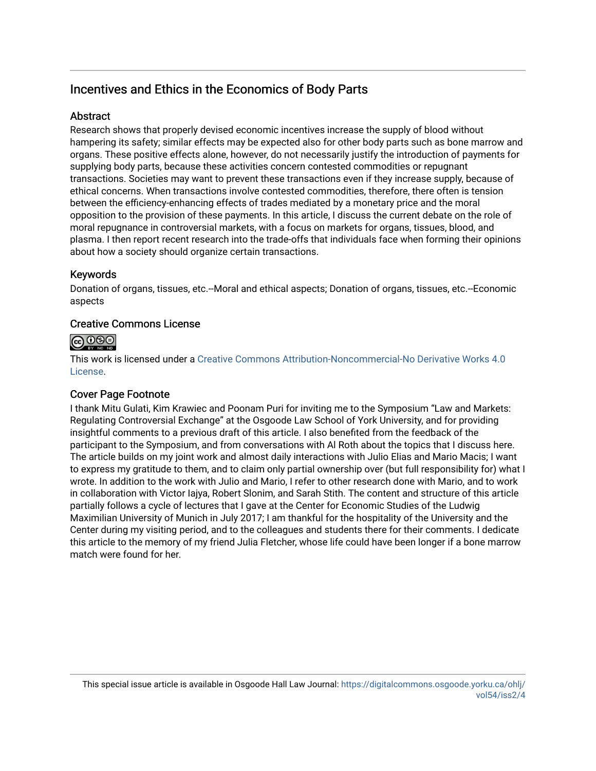# Incentives and Ethics in the Economics of Body Parts

## Abstract

Research shows that properly devised economic incentives increase the supply of blood without hampering its safety; similar effects may be expected also for other body parts such as bone marrow and organs. These positive effects alone, however, do not necessarily justify the introduction of payments for supplying body parts, because these activities concern contested commodities or repugnant transactions. Societies may want to prevent these transactions even if they increase supply, because of ethical concerns. When transactions involve contested commodities, therefore, there often is tension between the efficiency-enhancing effects of trades mediated by a monetary price and the moral opposition to the provision of these payments. In this article, I discuss the current debate on the role of moral repugnance in controversial markets, with a focus on markets for organs, tissues, blood, and plasma. I then report recent research into the trade-offs that individuals face when forming their opinions about how a society should organize certain transactions.

## Keywords

Donation of organs, tissues, etc.--Moral and ethical aspects; Donation of organs, tissues, etc.--Economic aspects

## Creative Commons License

This work is licensed under a Creative Commons Attribution-Noncommercial-No Derivative Works 4.0 License.

## Cover Page Footnote

I thank Mitu Gulati, Kim Krawiec and Poonam Puri for inviting me to the Symposium "Law and Markets: Regulating Controversial Exchange" at the Osgoode Law School of York University, and for providing insightful comments to a previous draft of this article. I also benefited from the feedback of the participant to the Symposium, and from conversations with Al Roth about the topics that I discuss here. The article builds on my joint work and almost daily interactions with Julio Elias and Mario Macis; I want to express my gratitude to them, and to claim only partial ownership over (but full responsibility for) what I wrote. In addition to the work with Julio and Mario, I refer to other research done with Mario, and to work in collaboration with Victor Iajya, Robert Slonim, and Sarah Stith. The content and structure of this article partially follows a cycle of lectures that I gave at the Center for Economic Studies of the Ludwig Maximilian University of Munich in July 2017; I am thankful for the hospitality of the University and the Center during my visiting period, and to the colleagues and students there for their comments. I dedicate this article to the memory of my friend Julia Fletcher, whose life could have been longer if a bone marrow match were found for her.

This special issue article is available in Osgoode Hall Law Journal: https://digitalcommons.osgoode.yorku.ca/ohlj/vol54/iss2/4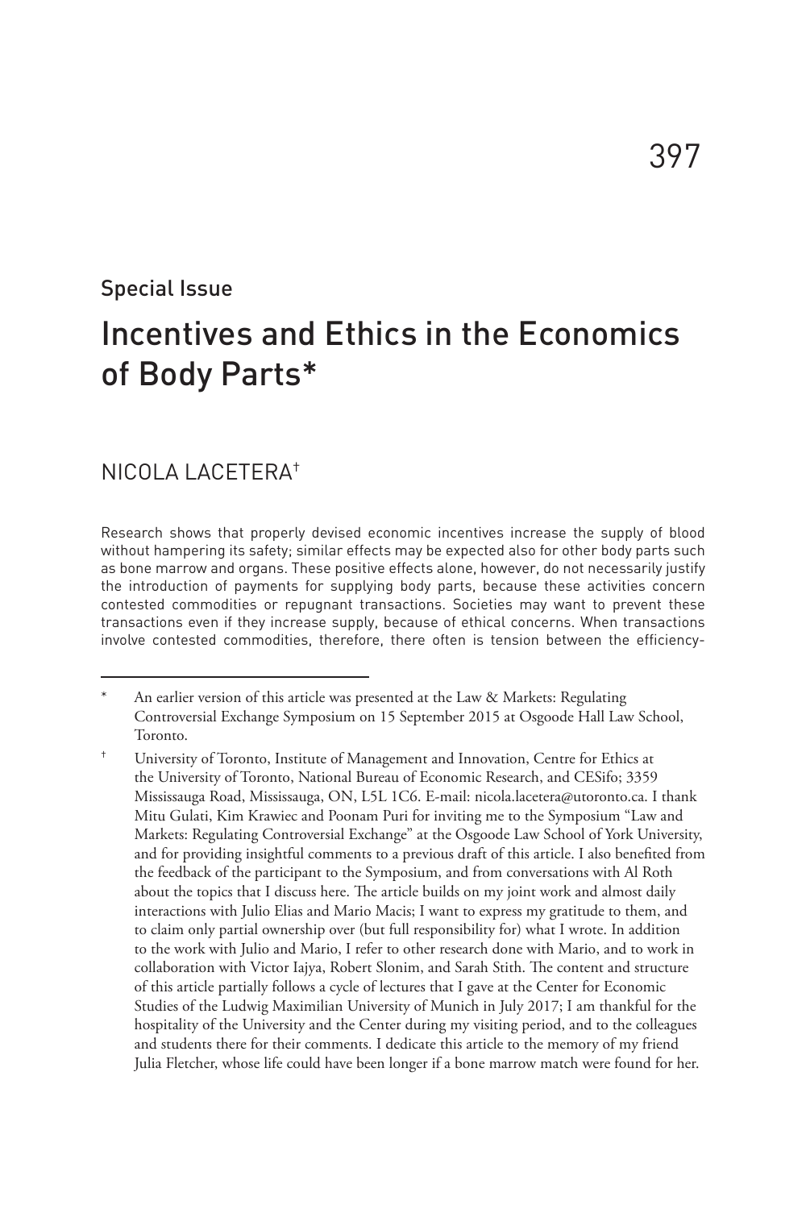Special Issue

# Incentives and Ethics in the Economics of Body Parts*

NICOLA LACETERA[†]

Research shows that properly devised economic incentives increase the supply of blood without hampering its safety; similar effects may be expected also for other body parts such as bone marrow and organs. These positive effects alone, however, do not necessarily justify the introduction of payments for supplying body parts, because these activities concern contested commodities or repugnant transactions. Societies may want to prevent these transactions even if they increase supply, because of ethical concerns. When transactions involve contested commodities, therefore, there often is tension between the efficiency-

---

\* An earlier version of this article was presented at the Law & Markets: Regulating Controversial Exchange Symposium on 15 September 2015 at Osgoode Hall Law School, Toronto.

† University of Toronto, Institute of Management and Innovation, Centre for Ethics at the University of Toronto, National Bureau of Economic Research, and CESifo; 3359 Mississauga Road, Mississauga, ON, L5L 1C6. E-mail: nicola.lacetera@utoronto.ca. I thank Mitu Gulati, Kim Krawiec and Poonam Puri for inviting me to the Symposium "Law and Markets: Regulating Controversial Exchange" at the Osgoode Law School of York University, and for providing insightful comments to a previous draft of this article. I also benefited from the feedback of the participant to the Symposium, and from conversations with Al Roth about the topics that I discuss here. The article builds on my joint work and almost daily interactions with Julio Elias and Mario Macis; I want to express my gratitude to them, and to claim only partial ownership over (but full responsibility for) what I wrote. In addition to the work with Julio and Mario, I refer to other research done with Mario, and to work in collaboration with Victor Iajya, Robert Slonim, and Sarah Stith. The content and structure of this article partially follows a cycle of lectures that I gave at the Center for Economic Studies of the Ludwig Maximilian University of Munich in July 2017; I am thankful for the hospitality of the University and the Center during my visiting period, and to the colleagues and students there for their comments. I dedicate this article to the memory of my friend Julia Fletcher, whose life could have been longer if a bone marrow match were found for her.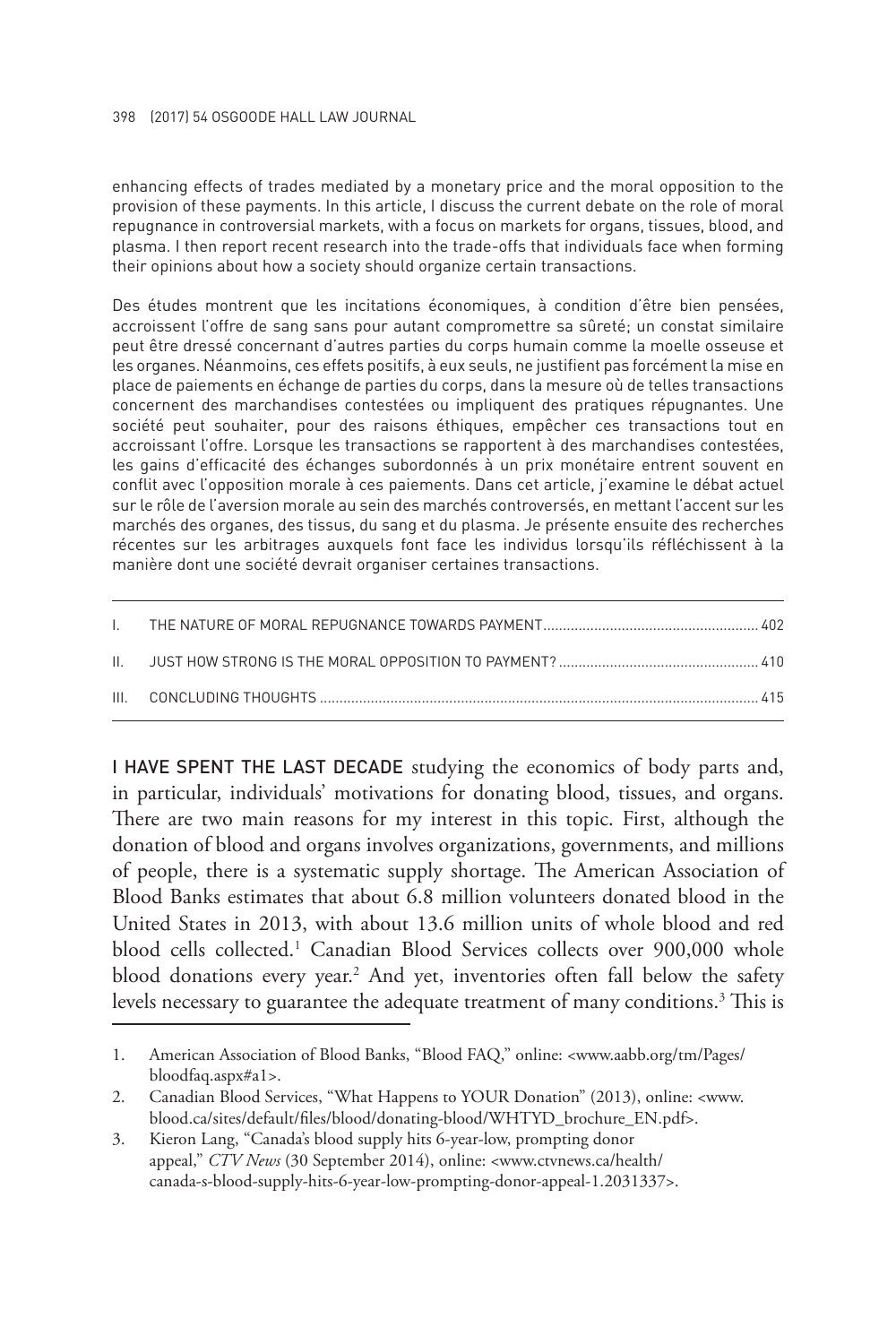enhancing effects of trades mediated by a monetary price and the moral opposition to the provision of these payments. In this article, I discuss the current debate on the role of moral repugnance in controversial markets, with a focus on markets for organs, tissues, blood, and plasma. I then report recent research into the trade-offs that individuals face when forming their opinions about how a society should organize certain transactions.

Des études montrent que les incitations économiques, à condition d'être bien pensées, accroissent l'offre de sang sans pour autant compromettre sa sûreté; un constat similaire peut être dressé concernant d'autres parties du corps humain comme la moelle osseuse et les organes. Néanmoins, ces effets positifs, à eux seuls, ne justifient pas forcément la mise en place de paiements en échange de parties du corps, dans la mesure où de telles transactions concernent des marchandises contestées ou impliquent des pratiques répugnantes. Une société peut souhaiter, pour des raisons éthiques, empêcher ces transactions tout en accroissant l'offre. Lorsque les transactions se rapportent à des marchandises contestées, les gains d'efficacité des échanges subordonnés à un prix monétaire entrent souvent en conflit avec l'opposition morale à ces paiements. Dans cet article, j'examine le débat actuel sur le rôle de l'aversion morale au sein des marchés controversés, en mettant l'accent sur les marchés des organes, des tissus, du sang et du plasma. Je présente ensuite des recherches récentes sur les arbitrages auxquels font face les individus lorsqu'ils réfléchissent à la manière dont une société devrait organiser certaines transactions.

| | | |
|---|---|---|
| I. | THE NATURE OF MORAL REPUGNANCE TOWARDS PAYMENT | 402 |
| II. | JUST HOW STRONG IS THE MORAL OPPOSITION TO PAYMENT? | 410 |
| III. | CONCLUDING THOUGHTS | 415 |

I HAVE SPENT THE LAST DECADE studying the economics of body parts and, in particular, individuals' motivations for donating blood, tissues, and organs. There are two main reasons for my interest in this topic. First, although the donation of blood and organs involves organizations, governments, and millions of people, there is a systematic supply shortage. The American Association of Blood Banks estimates that about 6.8 million volunteers donated blood in the United States in 2013, with about 13.6 million units of whole blood and red blood cells collected.[1] Canadian Blood Services collects over 900,000 whole blood donations every year.[2] And yet, inventories often fall below the safety levels necessary to guarantee the adequate treatment of many conditions.[3] This is

1. American Association of Blood Banks, "Blood FAQ," online: <www.aabb.org/tm/Pages/bloodfaq.aspx#a1>.
2. Canadian Blood Services, "What Happens to YOUR Donation" (2013), online: <www.blood.ca/sites/default/files/blood/donating-blood/WHTYD_brochure_EN.pdf>.
3. Kieron Lang, "Canada's blood supply hits 6-year-low, prompting donor appeal," *CTV News* (30 September 2014), online: <www.ctvnews.ca/health/canada-s-blood-supply-hits-6-year-low-prompting-donor-appeal-1.2031337>.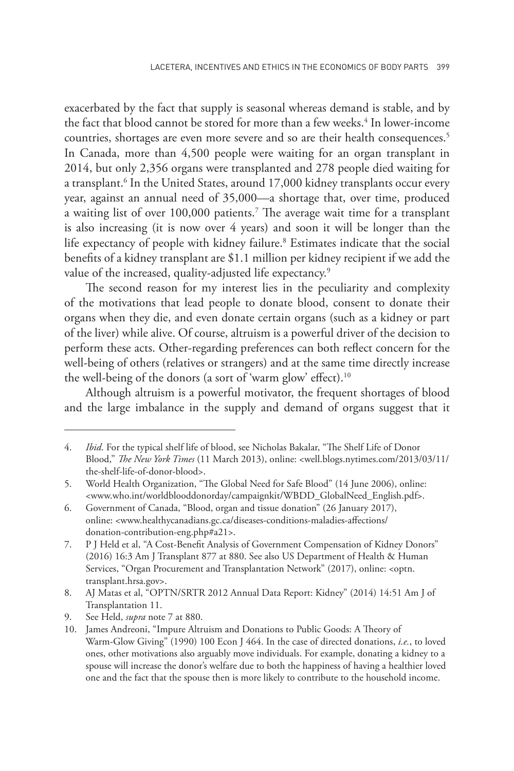exacerbated by the fact that supply is seasonal whereas demand is stable, and by the fact that blood cannot be stored for more than a few weeks.[4] In lower-income countries, shortages are even more severe and so are their health consequences.[5] In Canada, more than 4,500 people were waiting for an organ transplant in 2014, but only 2,356 organs were transplanted and 278 people died waiting for a transplant.[6] In the United States, around 17,000 kidney transplants occur every year, against an annual need of 35,000—a shortage that, over time, produced a waiting list of over 100,000 patients.[7] The average wait time for a transplant is also increasing (it is now over 4 years) and soon it will be longer than the life expectancy of people with kidney failure.[8] Estimates indicate that the social benefits of a kidney transplant are $1.1 million per kidney recipient if we add the value of the increased, quality-adjusted life expectancy.[9]

The second reason for my interest lies in the peculiarity and complexity of the motivations that lead people to donate blood, consent to donate their organs when they die, and even donate certain organs (such as a kidney or part of the liver) while alive. Of course, altruism is a powerful driver of the decision to perform these acts. Other-regarding preferences can both reflect concern for the well-being of others (relatives or strangers) and at the same time directly increase the well-being of the donors (a sort of 'warm glow' effect).[10]

Although altruism is a powerful motivator, the frequent shortages of blood and the large imbalance in the supply and demand of organs suggest that it

---

4. *Ibid*. For the typical shelf life of blood, see Nicholas Bakalar, "The Shelf Life of Donor Blood," *The New York Times* (11 March 2013), online: <well.blogs.nytimes.com/2013/03/11/the-shelf-life-of-donor-blood>.
5. World Health Organization, "The Global Need for Safe Blood" (14 June 2006), online: <www.who.int/worldblooddonorday/campaignkit/WBDD_GlobalNeed_English.pdf>.
6. Government of Canada, "Blood, organ and tissue donation" (26 January 2017), online: <www.healthycanadians.gc.ca/diseases-conditions-maladies-affections/donation-contribution-eng.php#a21>.
7. P J Held et al, "A Cost-Benefit Analysis of Government Compensation of Kidney Donors" (2016) 16:3 Am J Transplant 877 at 880. See also US Department of Health & Human Services, "Organ Procurement and Transplantation Network" (2017), online: <optn.transplant.hrsa.gov>.
8. AJ Matas et al, "OPTN/SRTR 2012 Annual Data Report: Kidney" (2014) 14:51 Am J of Transplantation 11.
9. See Held, *supra* note 7 at 880.
10. James Andreoni, "Impure Altruism and Donations to Public Goods: A Theory of Warm-Glow Giving" (1990) 100 Econ J 464. In the case of directed donations, *i.e.*, to loved ones, other motivations also arguably move individuals. For example, donating a kidney to a spouse will increase the donor's welfare due to both the happiness of having a healthier loved one and the fact that the spouse then is more likely to contribute to the household income.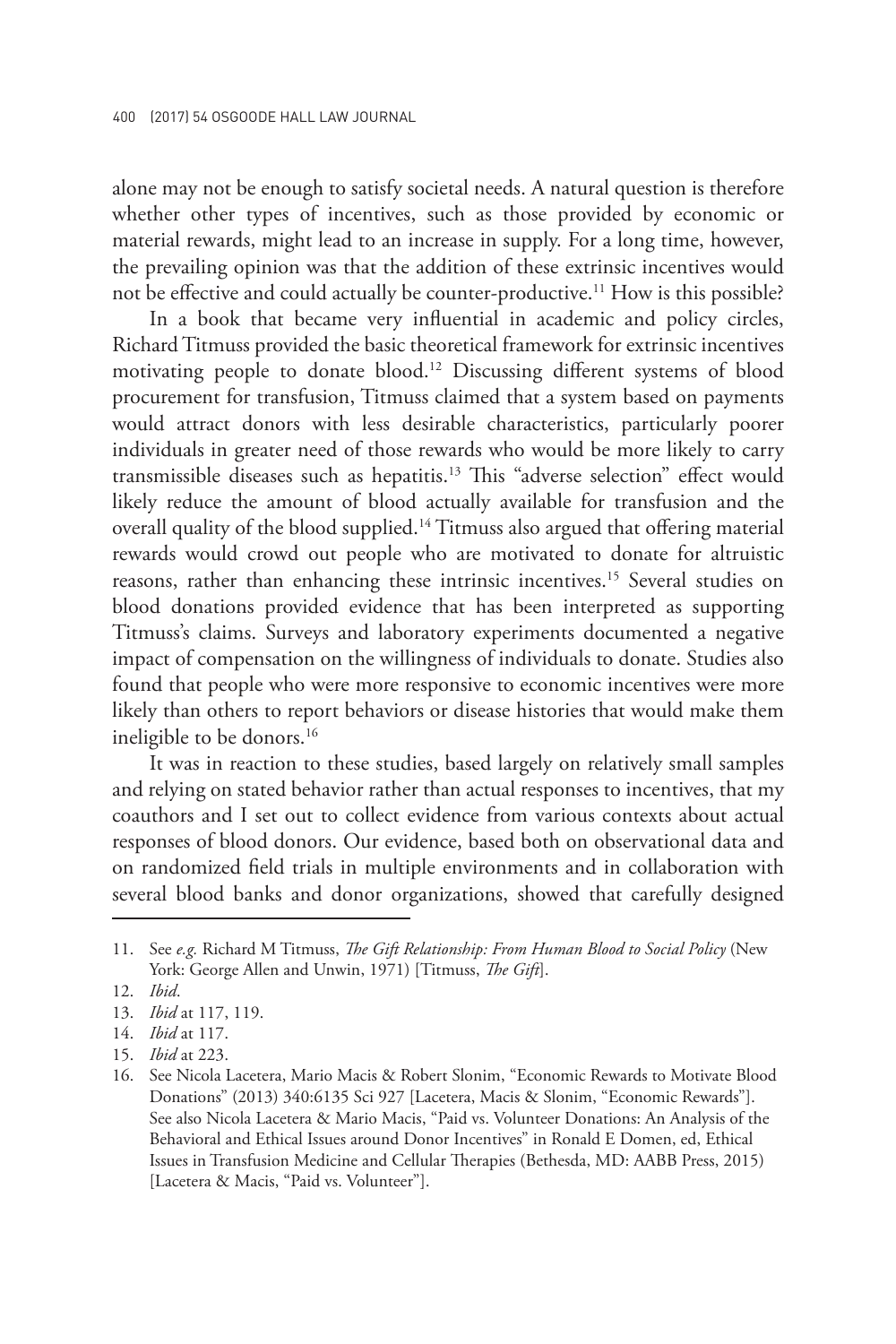alone may not be enough to satisfy societal needs. A natural question is therefore whether other types of incentives, such as those provided by economic or material rewards, might lead to an increase in supply. For a long time, however, the prevailing opinion was that the addition of these extrinsic incentives would not be effective and could actually be counter-productive.[11] How is this possible?

In a book that became very influential in academic and policy circles, Richard Titmuss provided the basic theoretical framework for extrinsic incentives motivating people to donate blood.[12] Discussing different systems of blood procurement for transfusion, Titmuss claimed that a system based on payments would attract donors with less desirable characteristics, particularly poorer individuals in greater need of those rewards who would be more likely to carry transmissible diseases such as hepatitis.[13] This "adverse selection" effect would likely reduce the amount of blood actually available for transfusion and the overall quality of the blood supplied.[14] Titmuss also argued that offering material rewards would crowd out people who are motivated to donate for altruistic reasons, rather than enhancing these intrinsic incentives.[15] Several studies on blood donations provided evidence that has been interpreted as supporting Titmuss's claims. Surveys and laboratory experiments documented a negative impact of compensation on the willingness of individuals to donate. Studies also found that people who were more responsive to economic incentives were more likely than others to report behaviors or disease histories that would make them ineligible to be donors.[16]

It was in reaction to these studies, based largely on relatively small samples and relying on stated behavior rather than actual responses to incentives, that my coauthors and I set out to collect evidence from various contexts about actual responses of blood donors. Our evidence, based both on observational data and on randomized field trials in multiple environments and in collaboration with several blood banks and donor organizations, showed that carefully designed

---

11. See *e.g.* Richard M Titmuss, *The Gift Relationship: From Human Blood to Social Policy* (New York: George Allen and Unwin, 1971) [Titmuss, *The Gift*].
12. *Ibid*.
13. *Ibid* at 117, 119.
14. *Ibid* at 117.
15. *Ibid* at 223.
16. See Nicola Lacetera, Mario Macis & Robert Slonim, "Economic Rewards to Motivate Blood Donations" (2013) 340:6135 Sci 927 [Lacetera, Macis & Slonim, "Economic Rewards"]. See also Nicola Lacetera & Mario Macis, "Paid vs. Volunteer Donations: An Analysis of the Behavioral and Ethical Issues around Donor Incentives" in Ronald E Domen, ed, Ethical Issues in Transfusion Medicine and Cellular Therapies (Bethesda, MD: AABB Press, 2015) [Lacetera & Macis, "Paid vs. Volunteer"].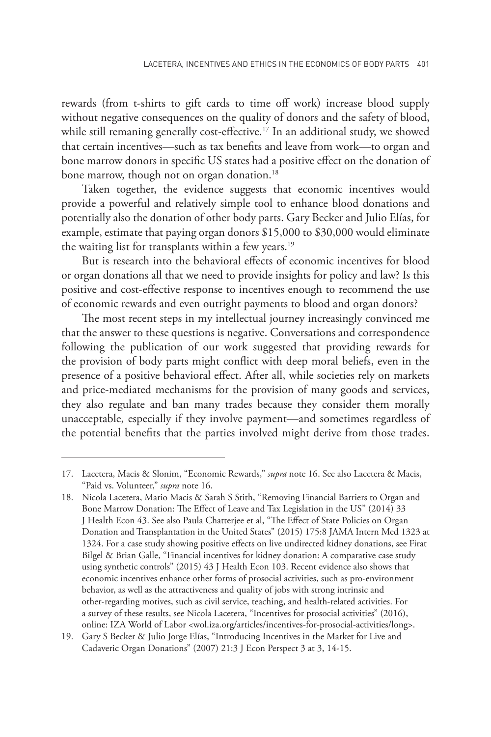rewards (from t-shirts to gift cards to time off work) increase blood supply without negative consequences on the quality of donors and the safety of blood, while still remaning generally cost-effective.[17] In an additional study, we showed that certain incentives—such as tax benefits and leave from work—to organ and bone marrow donors in specific US states had a positive effect on the donation of bone marrow, though not on organ donation.[18]

Taken together, the evidence suggests that economic incentives would provide a powerful and relatively simple tool to enhance blood donations and potentially also the donation of other body parts. Gary Becker and Julio Elías, for example, estimate that paying organ donors $15,000 to $30,000 would eliminate the waiting list for transplants within a few years.[19]

But is research into the behavioral effects of economic incentives for blood or organ donations all that we need to provide insights for policy and law? Is this positive and cost-effective response to incentives enough to recommend the use of economic rewards and even outright payments to blood and organ donors?

The most recent steps in my intellectual journey increasingly convinced me that the answer to these questions is negative. Conversations and correspondence following the publication of our work suggested that providing rewards for the provision of body parts might conflict with deep moral beliefs, even in the presence of a positive behavioral effect. After all, while societies rely on markets and price-mediated mechanisms for the provision of many goods and services, they also regulate and ban many trades because they consider them morally unacceptable, especially if they involve payment—and sometimes regardless of the potential benefits that the parties involved might derive from those trades.

---

17. Lacetera, Macis & Slonim, "Economic Rewards," *supra* note 16. See also Lacetera & Macis, "Paid vs. Volunteer," *supra* note 16.

18. Nicola Lacetera, Mario Macis & Sarah S Stith, "Removing Financial Barriers to Organ and Bone Marrow Donation: The Effect of Leave and Tax Legislation in the US" (2014) 33 J Health Econ 43. See also Paula Chatterjee et al, "The Effect of State Policies on Organ Donation and Transplantation in the United States" (2015) 175:8 JAMA Intern Med 1323 at 1324. For a case study showing positive effects on live undirected kidney donations, see Firat Bilgel & Brian Galle, "Financial incentives for kidney donation: A comparative case study using synthetic controls" (2015) 43 J Health Econ 103. Recent evidence also shows that economic incentives enhance other forms of prosocial activities, such as pro-environment behavior, as well as the attractiveness and quality of jobs with strong intrinsic and other-regarding motives, such as civil service, teaching, and health-related activities. For a survey of these results, see Nicola Lacetera, "Incentives for prosocial activities" (2016), online: IZA World of Labor <wol.iza.org/articles/incentives-for-prosocial-activities/long>.

19. Gary S Becker & Julio Jorge Elías, "Introducing Incentives in the Market for Live and Cadaveric Organ Donations" (2007) 21:3 J Econ Perspect 3 at 3, 14-15.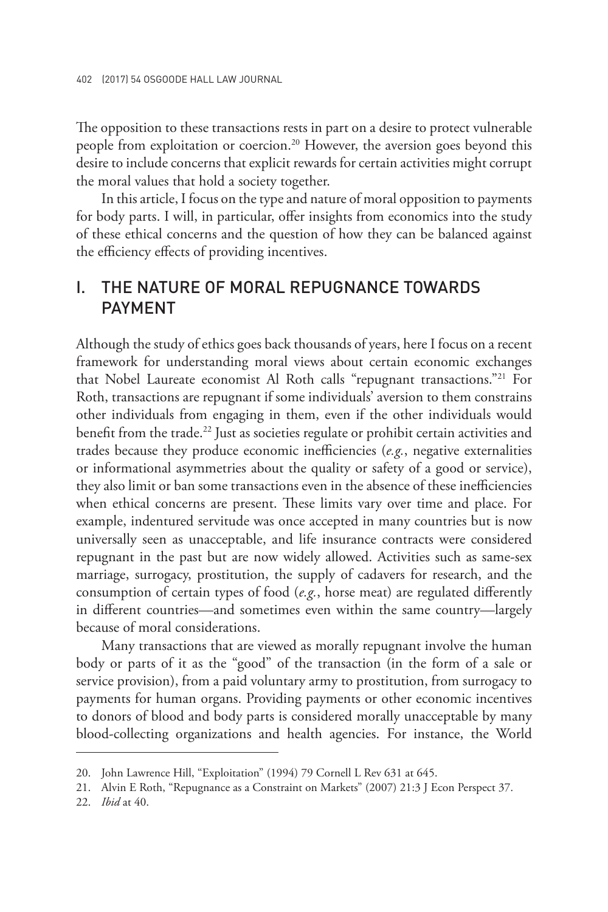The opposition to these transactions rests in part on a desire to protect vulnerable people from exploitation or coercion.[20] However, the aversion goes beyond this desire to include concerns that explicit rewards for certain activities might corrupt the moral values that hold a society together.

In this article, I focus on the type and nature of moral opposition to payments for body parts. I will, in particular, offer insights from economics into the study of these ethical concerns and the question of how they can be balanced against the efficiency effects of providing incentives.

## I. THE NATURE OF MORAL REPUGNANCE TOWARDS PAYMENT

Although the study of ethics goes back thousands of years, here I focus on a recent framework for understanding moral views about certain economic exchanges that Nobel Laureate economist Al Roth calls "repugnant transactions."[21] For Roth, transactions are repugnant if some individuals' aversion to them constrains other individuals from engaging in them, even if the other individuals would benefit from the trade.[22] Just as societies regulate or prohibit certain activities and trades because they produce economic inefficiencies (*e.g.*, negative externalities or informational asymmetries about the quality or safety of a good or service), they also limit or ban some transactions even in the absence of these inefficiencies when ethical concerns are present. These limits vary over time and place. For example, indentured servitude was once accepted in many countries but is now universally seen as unacceptable, and life insurance contracts were considered repugnant in the past but are now widely allowed. Activities such as same-sex marriage, surrogacy, prostitution, the supply of cadavers for research, and the consumption of certain types of food (*e.g.*, horse meat) are regulated differently in different countries—and sometimes even within the same country—largely because of moral considerations.

Many transactions that are viewed as morally repugnant involve the human body or parts of it as the "good" of the transaction (in the form of a sale or service provision), from a paid voluntary army to prostitution, from surrogacy to payments for human organs. Providing payments or other economic incentives to donors of blood and body parts is considered morally unacceptable by many blood-collecting organizations and health agencies. For instance, the World

---

20. John Lawrence Hill, "Exploitation" (1994) 79 Cornell L Rev 631 at 645.

21. Alvin E Roth, "Repugnance as a Constraint on Markets" (2007) 21:3 J Econ Perspect 37.

22. *Ibid* at 40.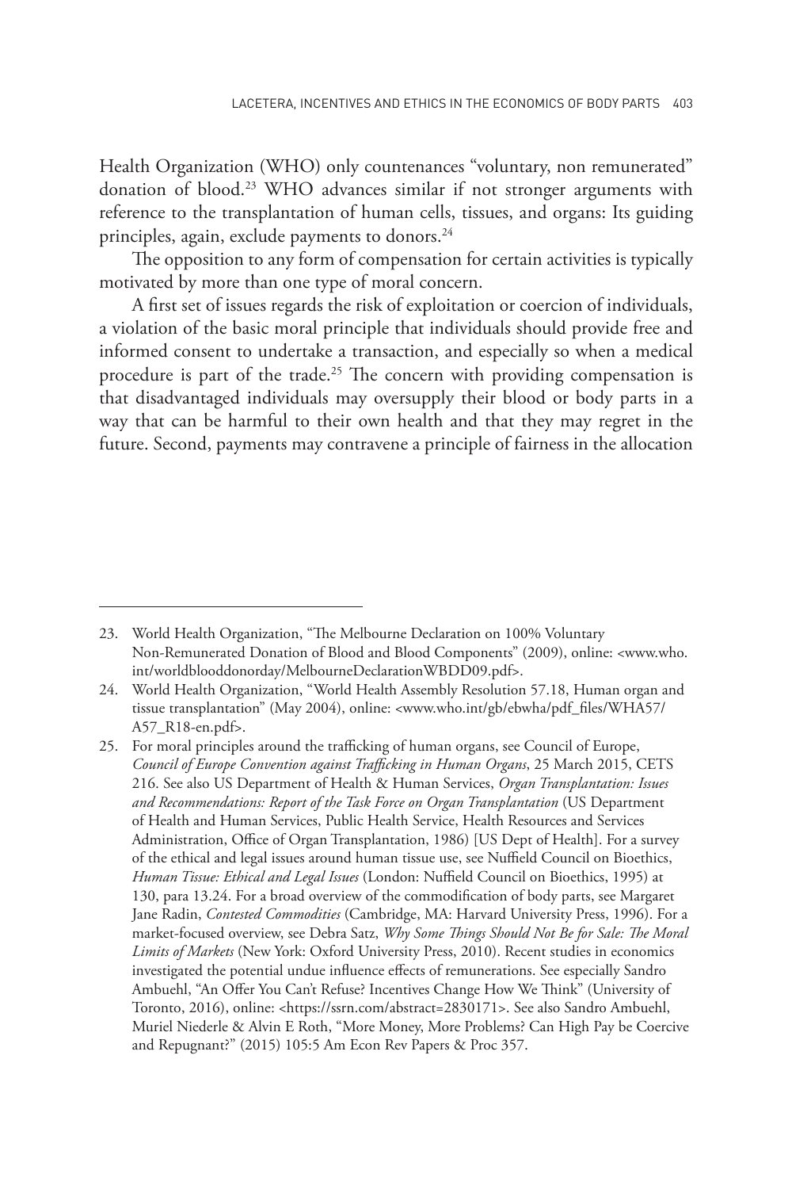Health Organization (WHO) only countenances "voluntary, non remunerated" donation of blood.[23] WHO advances similar if not stronger arguments with reference to the transplantation of human cells, tissues, and organs: Its guiding principles, again, exclude payments to donors.[24]

The opposition to any form of compensation for certain activities is typically motivated by more than one type of moral concern.

A first set of issues regards the risk of exploitation or coercion of individuals, a violation of the basic moral principle that individuals should provide free and informed consent to undertake a transaction, and especially so when a medical procedure is part of the trade.[25] The concern with providing compensation is that disadvantaged individuals may oversupply their blood or body parts in a way that can be harmful to their own health and that they may regret in the future. Second, payments may contravene a principle of fairness in the allocation

---

23. World Health Organization, "The Melbourne Declaration on 100% Voluntary Non-Remunerated Donation of Blood and Blood Components" (2009), online: <www.who.int/worldblooddonorday/MelbourneDeclarationWBDD09.pdf>.

24. World Health Organization, "World Health Assembly Resolution 57.18, Human organ and tissue transplantation" (May 2004), online: <www.who.int/gb/ebwha/pdf_files/WHA57/A57_R18-en.pdf>.

25. For moral principles around the trafficking of human organs, see Council of Europe, *Council of Europe Convention against Trafficking in Human Organs*, 25 March 2015, CETS 216. See also US Department of Health & Human Services, *Organ Transplantation: Issues and Recommendations: Report of the Task Force on Organ Transplantation* (US Department of Health and Human Services, Public Health Service, Health Resources and Services Administration, Office of Organ Transplantation, 1986) [US Dept of Health]. For a survey of the ethical and legal issues around human tissue use, see Nuffield Council on Bioethics, *Human Tissue: Ethical and Legal Issues* (London: Nuffield Council on Bioethics, 1995) at 130, para 13.24. For a broad overview of the commodification of body parts, see Margaret Jane Radin, *Contested Commodities* (Cambridge, MA: Harvard University Press, 1996). For a market-focused overview, see Debra Satz, *Why Some Things Should Not Be for Sale: The Moral Limits of Markets* (New York: Oxford University Press, 2010). Recent studies in economics investigated the potential undue influence effects of remunerations. See especially Sandro Ambuehl, "An Offer You Can't Refuse? Incentives Change How We Think" (University of Toronto, 2016), online: <https://ssrn.com/abstract=2830171>. See also Sandro Ambuehl, Muriel Niederle & Alvin E Roth, "More Money, More Problems? Can High Pay be Coercive and Repugnant?" (2015) 105:5 Am Econ Rev Papers & Proc 357.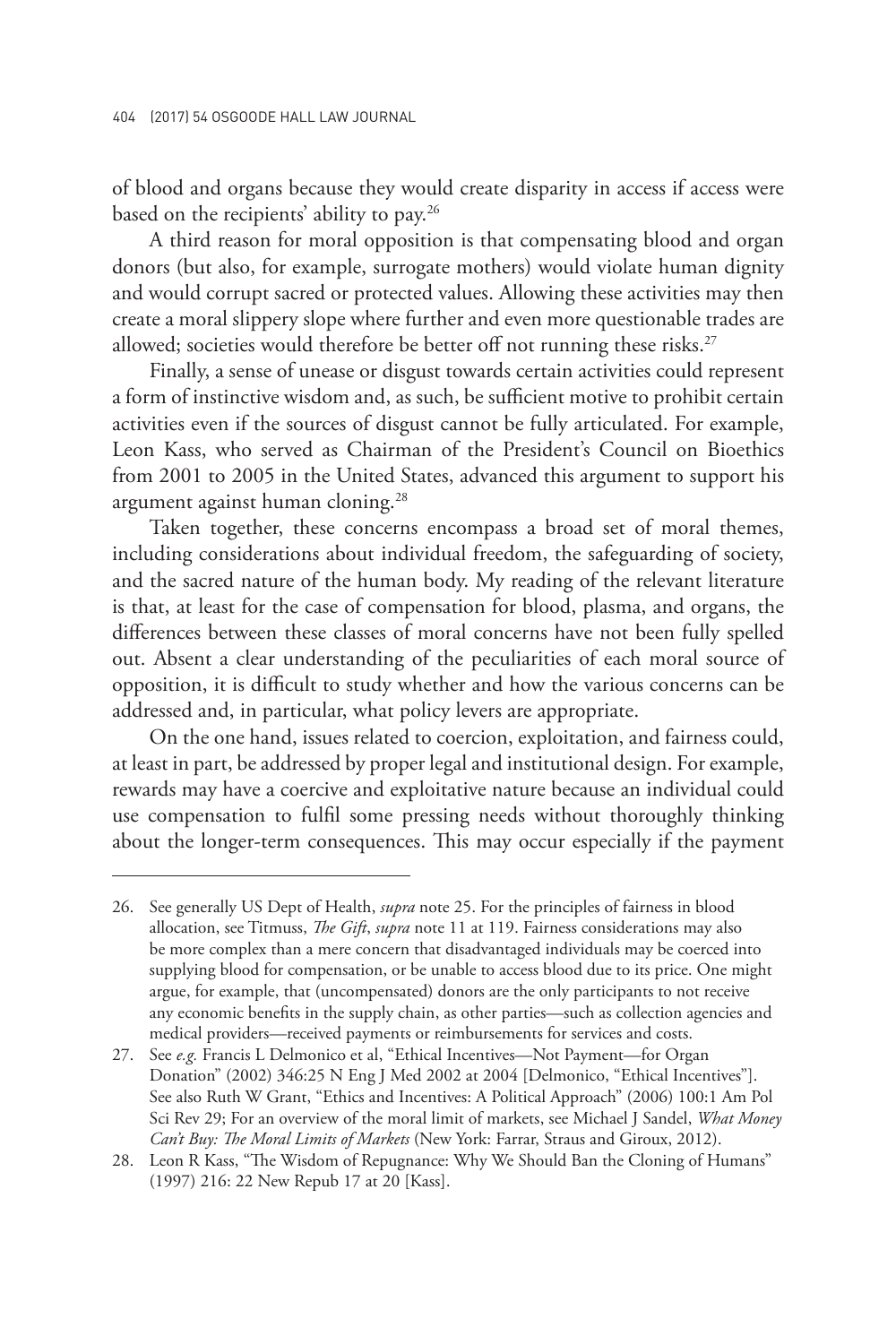of blood and organs because they would create disparity in access if access were based on the recipients' ability to pay.[26]

A third reason for moral opposition is that compensating blood and organ donors (but also, for example, surrogate mothers) would violate human dignity and would corrupt sacred or protected values. Allowing these activities may then create a moral slippery slope where further and even more questionable trades are allowed; societies would therefore be better off not running these risks.[27]

Finally, a sense of unease or disgust towards certain activities could represent a form of instinctive wisdom and, as such, be sufficient motive to prohibit certain activities even if the sources of disgust cannot be fully articulated. For example, Leon Kass, who served as Chairman of the President's Council on Bioethics from 2001 to 2005 in the United States, advanced this argument to support his argument against human cloning.[28]

Taken together, these concerns encompass a broad set of moral themes, including considerations about individual freedom, the safeguarding of society, and the sacred nature of the human body. My reading of the relevant literature is that, at least for the case of compensation for blood, plasma, and organs, the differences between these classes of moral concerns have not been fully spelled out. Absent a clear understanding of the peculiarities of each moral source of opposition, it is difficult to study whether and how the various concerns can be addressed and, in particular, what policy levers are appropriate.

On the one hand, issues related to coercion, exploitation, and fairness could, at least in part, be addressed by proper legal and institutional design. For example, rewards may have a coercive and exploitative nature because an individual could use compensation to fulfil some pressing needs without thoroughly thinking about the longer-term consequences. This may occur especially if the payment

---

26. See generally US Dept of Health, *supra* note 25. For the principles of fairness in blood allocation, see Titmuss, *The Gift*, *supra* note 11 at 119. Fairness considerations may also be more complex than a mere concern that disadvantaged individuals may be coerced into supplying blood for compensation, or be unable to access blood due to its price. One might argue, for example, that (uncompensated) donors are the only participants to not receive any economic benefits in the supply chain, as other parties—such as collection agencies and medical providers—received payments or reimbursements for services and costs.

27. See *e.g.* Francis L Delmonico et al, "Ethical Incentives—Not Payment—for Organ Donation" (2002) 346:25 N Eng J Med 2002 at 2004 [Delmonico, "Ethical Incentives"]. See also Ruth W Grant, "Ethics and Incentives: A Political Approach" (2006) 100:1 Am Pol Sci Rev 29; For an overview of the moral limit of markets, see Michael J Sandel, *What Money Can't Buy: The Moral Limits of Markets* (New York: Farrar, Straus and Giroux, 2012).

28. Leon R Kass, "The Wisdom of Repugnance: Why We Should Ban the Cloning of Humans" (1997) 216: 22 New Repub 17 at 20 [Kass].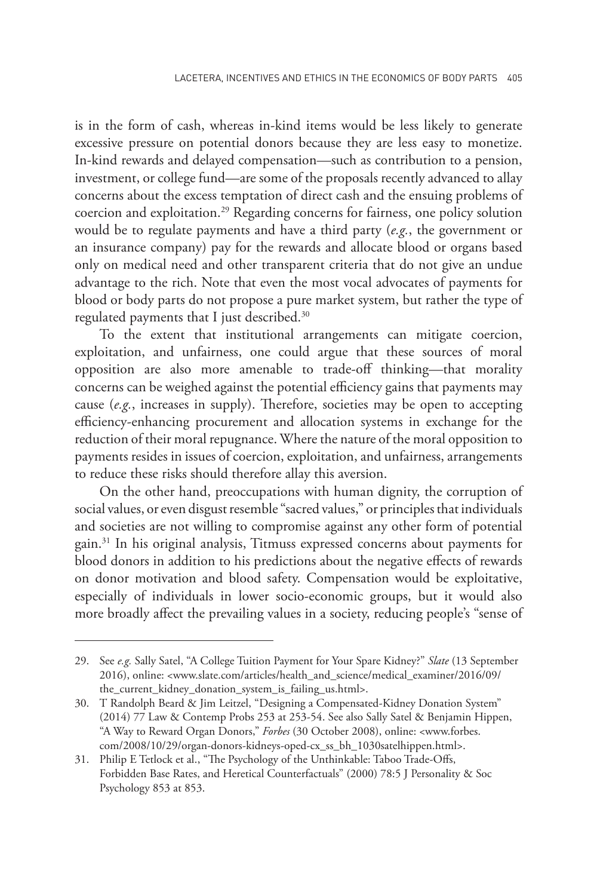is in the form of cash, whereas in-kind items would be less likely to generate excessive pressure on potential donors because they are less easy to monetize. In-kind rewards and delayed compensation—such as contribution to a pension, investment, or college fund—are some of the proposals recently advanced to allay concerns about the excess temptation of direct cash and the ensuing problems of coercion and exploitation.[29] Regarding concerns for fairness, one policy solution would be to regulate payments and have a third party (*e.g.*, the government or an insurance company) pay for the rewards and allocate blood or organs based only on medical need and other transparent criteria that do not give an undue advantage to the rich. Note that even the most vocal advocates of payments for blood or body parts do not propose a pure market system, but rather the type of regulated payments that I just described.[30]

To the extent that institutional arrangements can mitigate coercion, exploitation, and unfairness, one could argue that these sources of moral opposition are also more amenable to trade-off thinking—that morality concerns can be weighed against the potential efficiency gains that payments may cause (*e.g.*, increases in supply). Therefore, societies may be open to accepting efficiency-enhancing procurement and allocation systems in exchange for the reduction of their moral repugnance. Where the nature of the moral opposition to payments resides in issues of coercion, exploitation, and unfairness, arrangements to reduce these risks should therefore allay this aversion.

On the other hand, preoccupations with human dignity, the corruption of social values, or even disgust resemble "sacred values," or principles that individuals and societies are not willing to compromise against any other form of potential gain.[31] In his original analysis, Titmuss expressed concerns about payments for blood donors in addition to his predictions about the negative effects of rewards on donor motivation and blood safety. Compensation would be exploitative, especially of individuals in lower socio-economic groups, but it would also more broadly affect the prevailing values in a society, reducing people's "sense of

---

29. See *e.g.* Sally Satel, "A College Tuition Payment for Your Spare Kidney?" *Slate* (13 September 2016), online: <www.slate.com/articles/health_and_science/medical_examiner/2016/09/the_current_kidney_donation_system_is_failing_us.html>.

30. T Randolph Beard & Jim Leitzel, "Designing a Compensated-Kidney Donation System" (2014) 77 Law & Contemp Probs 253 at 253-54. See also Sally Satel & Benjamin Hippen, "A Way to Reward Organ Donors," *Forbes* (30 October 2008), online: <www.forbes.com/2008/10/29/organ-donors-kidneys-oped-cx_ss_bh_1030satelhippen.html>.

31. Philip E Tetlock et al., "The Psychology of the Unthinkable: Taboo Trade-Offs, Forbidden Base Rates, and Heretical Counterfactuals" (2000) 78:5 J Personality & Soc Psychology 853 at 853.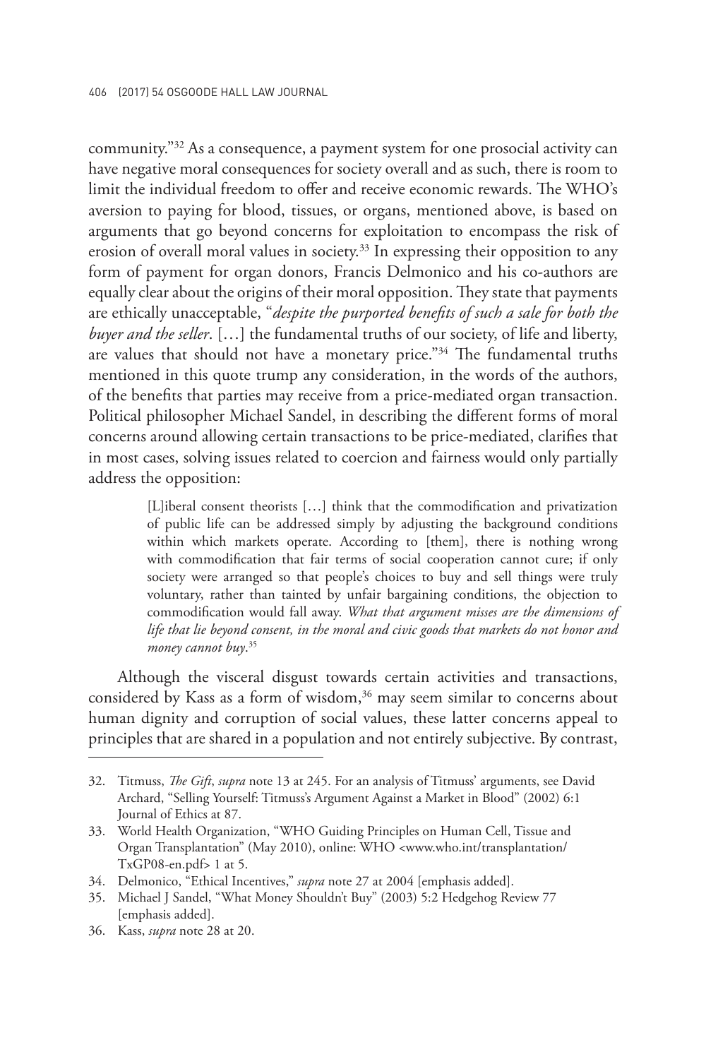community."[32] As a consequence, a payment system for one prosocial activity can have negative moral consequences for society overall and as such, there is room to limit the individual freedom to offer and receive economic rewards. The WHO's aversion to paying for blood, tissues, or organs, mentioned above, is based on arguments that go beyond concerns for exploitation to encompass the risk of erosion of overall moral values in society.[33] In expressing their opposition to any form of payment for organ donors, Francis Delmonico and his co-authors are equally clear about the origins of their moral opposition. They state that payments are ethically unacceptable, "*despite the purported benefits of such a sale for both the buyer and the seller*. […] the fundamental truths of our society, of life and liberty, are values that should not have a monetary price."[34] The fundamental truths mentioned in this quote trump any consideration, in the words of the authors, of the benefits that parties may receive from a price-mediated organ transaction. Political philosopher Michael Sandel, in describing the different forms of moral concerns around allowing certain transactions to be price-mediated, clarifies that in most cases, solving issues related to coercion and fairness would only partially address the opposition:

> [L]iberal consent theorists […] think that the commodification and privatization of public life can be addressed simply by adjusting the background conditions within which markets operate. According to [them], there is nothing wrong with commodification that fair terms of social cooperation cannot cure; if only society were arranged so that people's choices to buy and sell things were truly voluntary, rather than tainted by unfair bargaining conditions, the objection to commodification would fall away. *What that argument misses are the dimensions of life that lie beyond consent, in the moral and civic goods that markets do not honor and money cannot buy*.[35]

Although the visceral disgust towards certain activities and transactions, considered by Kass as a form of wisdom,[36] may seem similar to concerns about human dignity and corruption of social values, these latter concerns appeal to principles that are shared in a population and not entirely subjective. By contrast,

---

32. Titmuss, *The Gift*, *supra* note 13 at 245. For an analysis of Titmuss' arguments, see David Archard, "Selling Yourself: Titmuss's Argument Against a Market in Blood" (2002) 6:1 Journal of Ethics at 87.
33. World Health Organization, "WHO Guiding Principles on Human Cell, Tissue and Organ Transplantation" (May 2010), online: WHO <www.who.int/transplantation/TxGP08-en.pdf> 1 at 5.
34. Delmonico, "Ethical Incentives," *supra* note 27 at 2004 [emphasis added].
35. Michael J Sandel, "What Money Shouldn't Buy" (2003) 5:2 Hedgehog Review 77 [emphasis added].
36. Kass, *supra* note 28 at 20.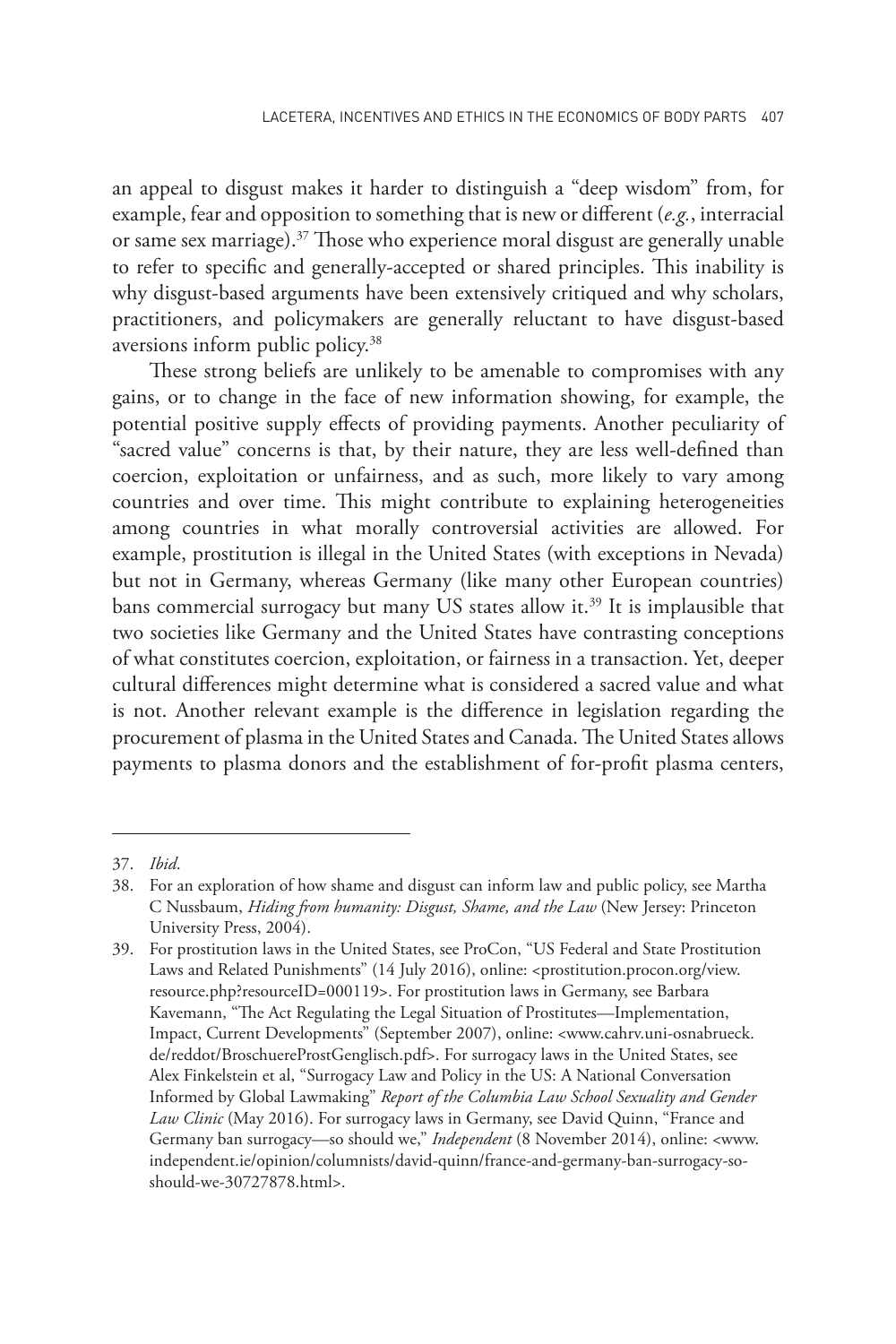an appeal to disgust makes it harder to distinguish a "deep wisdom" from, for example, fear and opposition to something that is new or different (*e.g.*, interracial or same sex marriage).[37] Those who experience moral disgust are generally unable to refer to specific and generally-accepted or shared principles. This inability is why disgust-based arguments have been extensively critiqued and why scholars, practitioners, and policymakers are generally reluctant to have disgust-based aversions inform public policy.[38]

These strong beliefs are unlikely to be amenable to compromises with any gains, or to change in the face of new information showing, for example, the potential positive supply effects of providing payments. Another peculiarity of "sacred value" concerns is that, by their nature, they are less well-defined than coercion, exploitation or unfairness, and as such, more likely to vary among countries and over time. This might contribute to explaining heterogeneities among countries in what morally controversial activities are allowed. For example, prostitution is illegal in the United States (with exceptions in Nevada) but not in Germany, whereas Germany (like many other European countries) bans commercial surrogacy but many US states allow it.[39] It is implausible that two societies like Germany and the United States have contrasting conceptions of what constitutes coercion, exploitation, or fairness in a transaction. Yet, deeper cultural differences might determine what is considered a sacred value and what is not. Another relevant example is the difference in legislation regarding the procurement of plasma in the United States and Canada. The United States allows payments to plasma donors and the establishment of for-profit plasma centers,

---

37. *Ibid*.

38. For an exploration of how shame and disgust can inform law and public policy, see Martha C Nussbaum, *Hiding from humanity: Disgust, Shame, and the Law* (New Jersey: Princeton University Press, 2004).

39. For prostitution laws in the United States, see ProCon, "US Federal and State Prostitution Laws and Related Punishments" (14 July 2016), online: <prostitution.procon.org/view.resource.php?resourceID=000119>. For prostitution laws in Germany, see Barbara Kavemann, "The Act Regulating the Legal Situation of Prostitutes—Implementation, Impact, Current Developments" (September 2007), online: <www.cahrv.uni-osnabrueck.de/reddot/BroschuereProstGenglisch.pdf>. For surrogacy laws in the United States, see Alex Finkelstein et al, "Surrogacy Law and Policy in the US: A National Conversation Informed by Global Lawmaking" *Report of the Columbia Law School Sexuality and Gender Law Clinic* (May 2016). For surrogacy laws in Germany, see David Quinn, "France and Germany ban surrogacy—so should we," *Independent* (8 November 2014), online: <www.independent.ie/opinion/columnists/david-quinn/france-and-germany-ban-surrogacy-so-should-we-30727878.html>.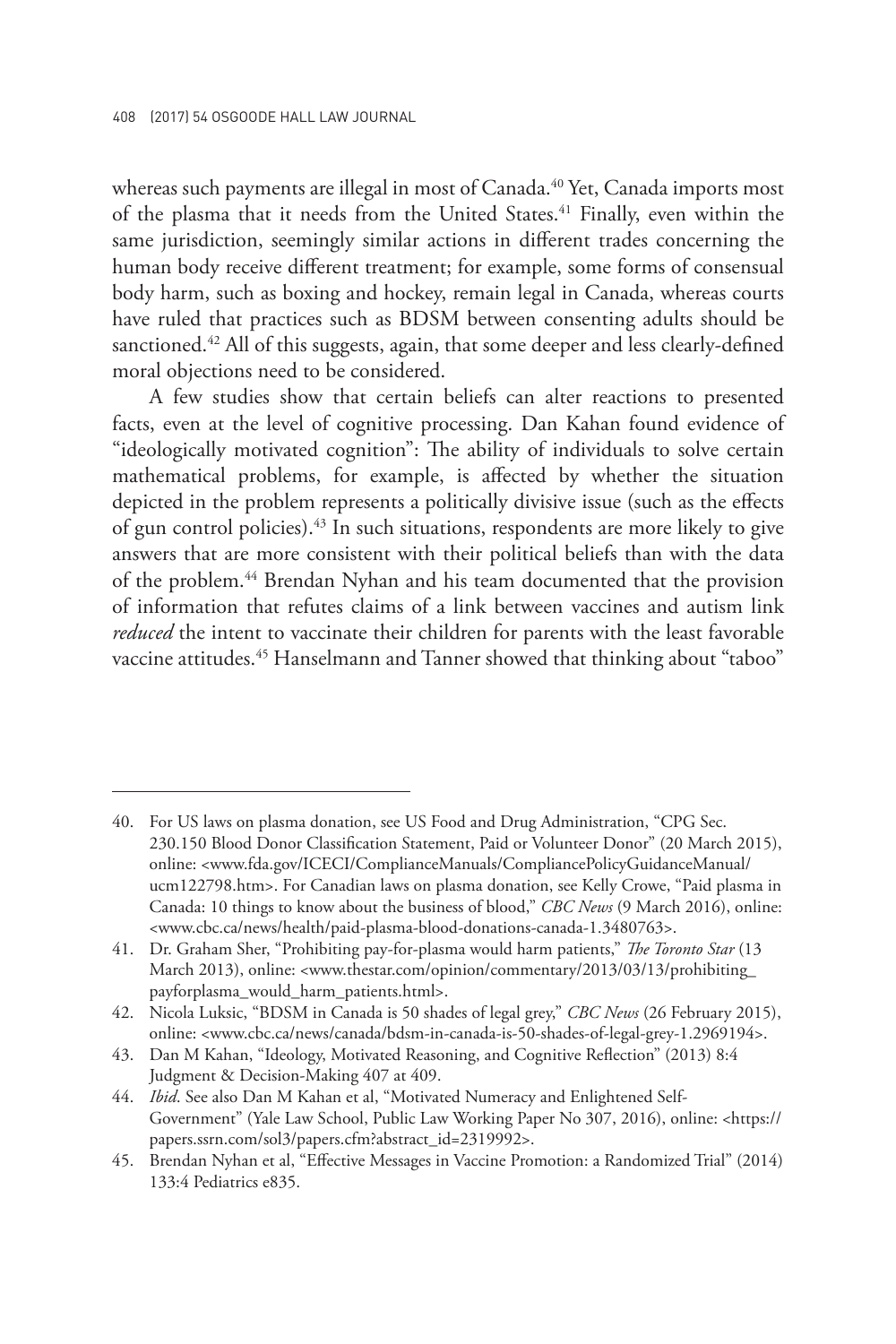whereas such payments are illegal in most of Canada.[40] Yet, Canada imports most of the plasma that it needs from the United States.[41] Finally, even within the same jurisdiction, seemingly similar actions in different trades concerning the human body receive different treatment; for example, some forms of consensual body harm, such as boxing and hockey, remain legal in Canada, whereas courts have ruled that practices such as BDSM between consenting adults should be sanctioned.[42] All of this suggests, again, that some deeper and less clearly-defined moral objections need to be considered.

A few studies show that certain beliefs can alter reactions to presented facts, even at the level of cognitive processing. Dan Kahan found evidence of "ideologically motivated cognition": The ability of individuals to solve certain mathematical problems, for example, is affected by whether the situation depicted in the problem represents a politically divisive issue (such as the effects of gun control policies).[43] In such situations, respondents are more likely to give answers that are more consistent with their political beliefs than with the data of the problem.[44] Brendan Nyhan and his team documented that the provision of information that refutes claims of a link between vaccines and autism link *reduced* the intent to vaccinate their children for parents with the least favorable vaccine attitudes.[45] Hanselmann and Tanner showed that thinking about "taboo"

---

40. For US laws on plasma donation, see US Food and Drug Administration, "CPG Sec. 230.150 Blood Donor Classification Statement, Paid or Volunteer Donor" (20 March 2015), online: <www.fda.gov/ICECI/ComplianceManuals/CompliancePolicyGuidanceManual/ucm122798.htm>. For Canadian laws on plasma donation, see Kelly Crowe, "Paid plasma in Canada: 10 things to know about the business of blood," *CBC News* (9 March 2016), online: <www.cbc.ca/news/health/paid-plasma-blood-donations-canada-1.3480763>.
41. Dr. Graham Sher, "Prohibiting pay-for-plasma would harm patients," *The Toronto Star* (13 March 2013), online: <www.thestar.com/opinion/commentary/2013/03/13/prohibiting_payforplasma_would_harm_patients.html>.
42. Nicola Luksic, "BDSM in Canada is 50 shades of legal grey," *CBC News* (26 February 2015), online: <www.cbc.ca/news/canada/bdsm-in-canada-is-50-shades-of-legal-grey-1.2969194>.
43. Dan M Kahan, "Ideology, Motivated Reasoning, and Cognitive Reflection" (2013) 8:4 Judgment & Decision-Making 407 at 409.
44. *Ibid*. See also Dan M Kahan et al, "Motivated Numeracy and Enlightened Self-Government" (Yale Law School, Public Law Working Paper No 307, 2016), online: <https://papers.ssrn.com/sol3/papers.cfm?abstract_id=2319992>.
45. Brendan Nyhan et al, "Effective Messages in Vaccine Promotion: a Randomized Trial" (2014) 133:4 Pediatrics e835.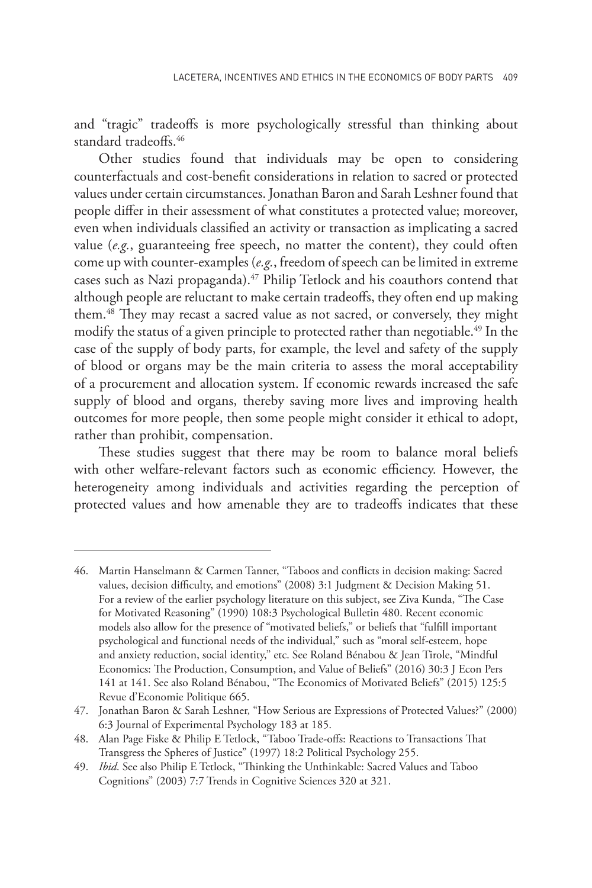and "tragic" tradeoffs is more psychologically stressful than thinking about standard tradeoffs.[46]

Other studies found that individuals may be open to considering counterfactuals and cost-benefit considerations in relation to sacred or protected values under certain circumstances. Jonathan Baron and Sarah Leshner found that people differ in their assessment of what constitutes a protected value; moreover, even when individuals classified an activity or transaction as implicating a sacred value (*e.g.*, guaranteeing free speech, no matter the content), they could often come up with counter-examples (*e.g.*, freedom of speech can be limited in extreme cases such as Nazi propaganda).[47] Philip Tetlock and his coauthors contend that although people are reluctant to make certain tradeoffs, they often end up making them.[48] They may recast a sacred value as not sacred, or conversely, they might modify the status of a given principle to protected rather than negotiable.[49] In the case of the supply of body parts, for example, the level and safety of the supply of blood or organs may be the main criteria to assess the moral acceptability of a procurement and allocation system. If economic rewards increased the safe supply of blood and organs, thereby saving more lives and improving health outcomes for more people, then some people might consider it ethical to adopt, rather than prohibit, compensation.

These studies suggest that there may be room to balance moral beliefs with other welfare-relevant factors such as economic efficiency. However, the heterogeneity among individuals and activities regarding the perception of protected values and how amenable they are to tradeoffs indicates that these

---

46. Martin Hanselmann & Carmen Tanner, "Taboos and conflicts in decision making: Sacred values, decision difficulty, and emotions" (2008) 3:1 Judgment & Decision Making 51. For a review of the earlier psychology literature on this subject, see Ziva Kunda, "The Case for Motivated Reasoning" (1990) 108:3 Psychological Bulletin 480. Recent economic models also allow for the presence of "motivated beliefs," or beliefs that "fulfill important psychological and functional needs of the individual," such as "moral self-esteem, hope and anxiety reduction, social identity," etc. See Roland Bénabou & Jean Tirole, "Mindful Economics: The Production, Consumption, and Value of Beliefs" (2016) 30:3 J Econ Pers 141 at 141. See also Roland Bénabou, "The Economics of Motivated Beliefs" (2015) 125:5 Revue d'Economie Politique 665.
47. Jonathan Baron & Sarah Leshner, "How Serious are Expressions of Protected Values?" (2000) 6:3 Journal of Experimental Psychology 183 at 185.
48. Alan Page Fiske & Philip E Tetlock, "Taboo Trade-offs: Reactions to Transactions That Transgress the Spheres of Justice" (1997) 18:2 Political Psychology 255.
49. *Ibid.* See also Philip E Tetlock, "Thinking the Unthinkable: Sacred Values and Taboo Cognitions" (2003) 7:7 Trends in Cognitive Sciences 320 at 321.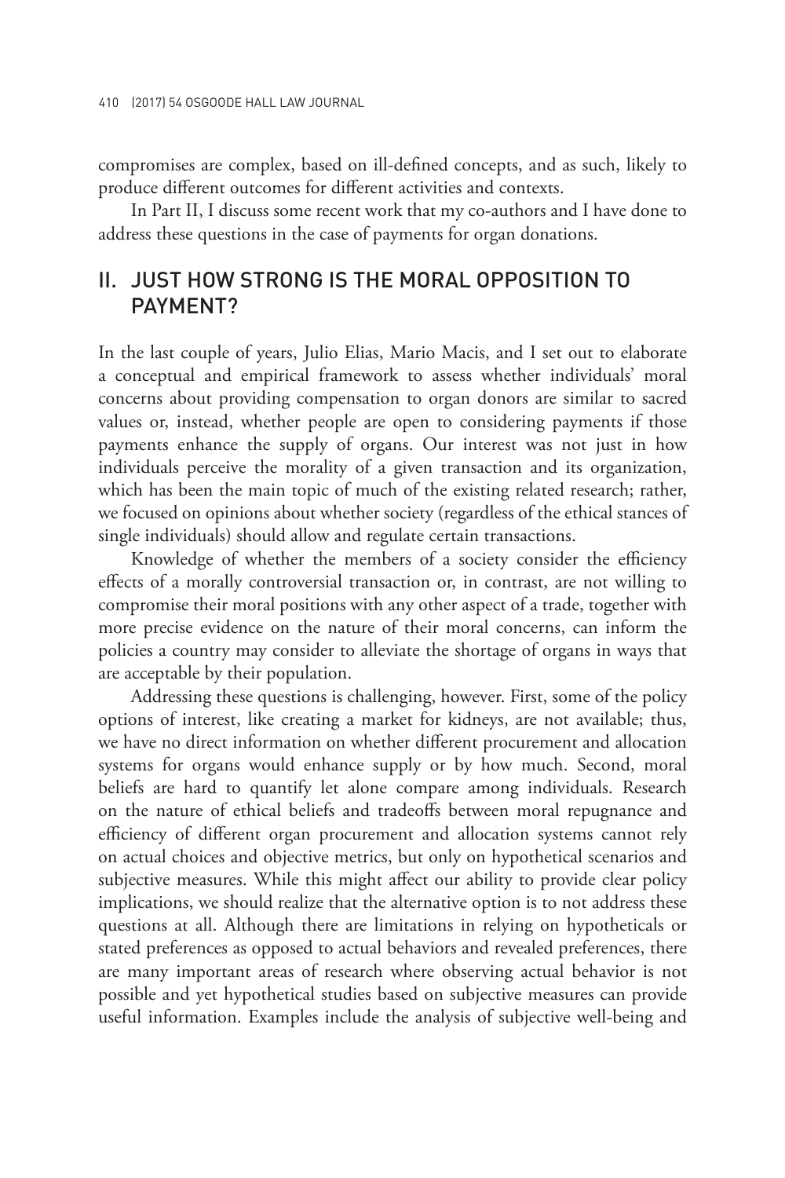compromises are complex, based on ill-defined concepts, and as such, likely to produce different outcomes for different activities and contexts.

In Part II, I discuss some recent work that my co-authors and I have done to address these questions in the case of payments for organ donations.

## II. JUST HOW STRONG IS THE MORAL OPPOSITION TO PAYMENT?

In the last couple of years, Julio Elias, Mario Macis, and I set out to elaborate a conceptual and empirical framework to assess whether individuals' moral concerns about providing compensation to organ donors are similar to sacred values or, instead, whether people are open to considering payments if those payments enhance the supply of organs. Our interest was not just in how individuals perceive the morality of a given transaction and its organization, which has been the main topic of much of the existing related research; rather, we focused on opinions about whether society (regardless of the ethical stances of single individuals) should allow and regulate certain transactions.

Knowledge of whether the members of a society consider the efficiency effects of a morally controversial transaction or, in contrast, are not willing to compromise their moral positions with any other aspect of a trade, together with more precise evidence on the nature of their moral concerns, can inform the policies a country may consider to alleviate the shortage of organs in ways that are acceptable by their population.

Addressing these questions is challenging, however. First, some of the policy options of interest, like creating a market for kidneys, are not available; thus, we have no direct information on whether different procurement and allocation systems for organs would enhance supply or by how much. Second, moral beliefs are hard to quantify let alone compare among individuals. Research on the nature of ethical beliefs and tradeoffs between moral repugnance and efficiency of different organ procurement and allocation systems cannot rely on actual choices and objective metrics, but only on hypothetical scenarios and subjective measures. While this might affect our ability to provide clear policy implications, we should realize that the alternative option is to not address these questions at all. Although there are limitations in relying on hypotheticals or stated preferences as opposed to actual behaviors and revealed preferences, there are many important areas of research where observing actual behavior is not possible and yet hypothetical studies based on subjective measures can provide useful information. Examples include the analysis of subjective well-being and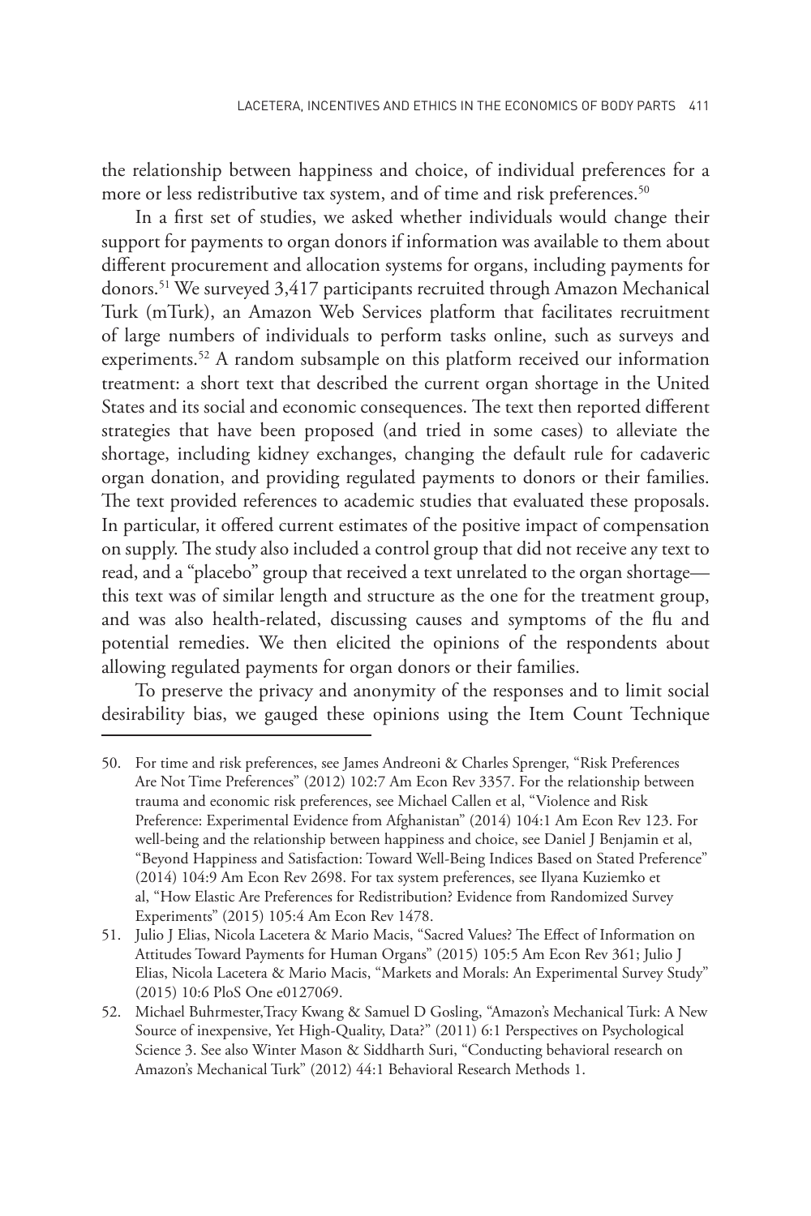the relationship between happiness and choice, of individual preferences for a more or less redistributive tax system, and of time and risk preferences.[50]

In a first set of studies, we asked whether individuals would change their support for payments to organ donors if information was available to them about different procurement and allocation systems for organs, including payments for donors.[51] We surveyed 3,417 participants recruited through Amazon Mechanical Turk (mTurk), an Amazon Web Services platform that facilitates recruitment of large numbers of individuals to perform tasks online, such as surveys and experiments.[52] A random subsample on this platform received our information treatment: a short text that described the current organ shortage in the United States and its social and economic consequences. The text then reported different strategies that have been proposed (and tried in some cases) to alleviate the shortage, including kidney exchanges, changing the default rule for cadaveric organ donation, and providing regulated payments to donors or their families. The text provided references to academic studies that evaluated these proposals. In particular, it offered current estimates of the positive impact of compensation on supply. The study also included a control group that did not receive any text to read, and a "placebo" group that received a text unrelated to the organ shortage—this text was of similar length and structure as the one for the treatment group, and was also health-related, discussing causes and symptoms of the flu and potential remedies. We then elicited the opinions of the respondents about allowing regulated payments for organ donors or their families.

To preserve the privacy and anonymity of the responses and to limit social desirability bias, we gauged these opinions using the Item Count Technique

---

50. For time and risk preferences, see James Andreoni & Charles Sprenger, "Risk Preferences Are Not Time Preferences" (2012) 102:7 Am Econ Rev 3357. For the relationship between trauma and economic risk preferences, see Michael Callen et al, "Violence and Risk Preference: Experimental Evidence from Afghanistan" (2014) 104:1 Am Econ Rev 123. For well-being and the relationship between happiness and choice, see Daniel J Benjamin et al, "Beyond Happiness and Satisfaction: Toward Well-Being Indices Based on Stated Preference" (2014) 104:9 Am Econ Rev 2698. For tax system preferences, see Ilyana Kuziemko et al, "How Elastic Are Preferences for Redistribution? Evidence from Randomized Survey Experiments" (2015) 105:4 Am Econ Rev 1478.

51. Julio J Elias, Nicola Lacetera & Mario Macis, "Sacred Values? The Effect of Information on Attitudes Toward Payments for Human Organs" (2015) 105:5 Am Econ Rev 361; Julio J Elias, Nicola Lacetera & Mario Macis, "Markets and Morals: An Experimental Survey Study" (2015) 10:6 PloS One e0127069.

52. Michael Buhrmester,Tracy Kwang & Samuel D Gosling, "Amazon's Mechanical Turk: A New Source of inexpensive, Yet High-Quality, Data?" (2011) 6:1 Perspectives on Psychological Science 3. See also Winter Mason & Siddharth Suri, "Conducting behavioral research on Amazon's Mechanical Turk" (2012) 44:1 Behavioral Research Methods 1.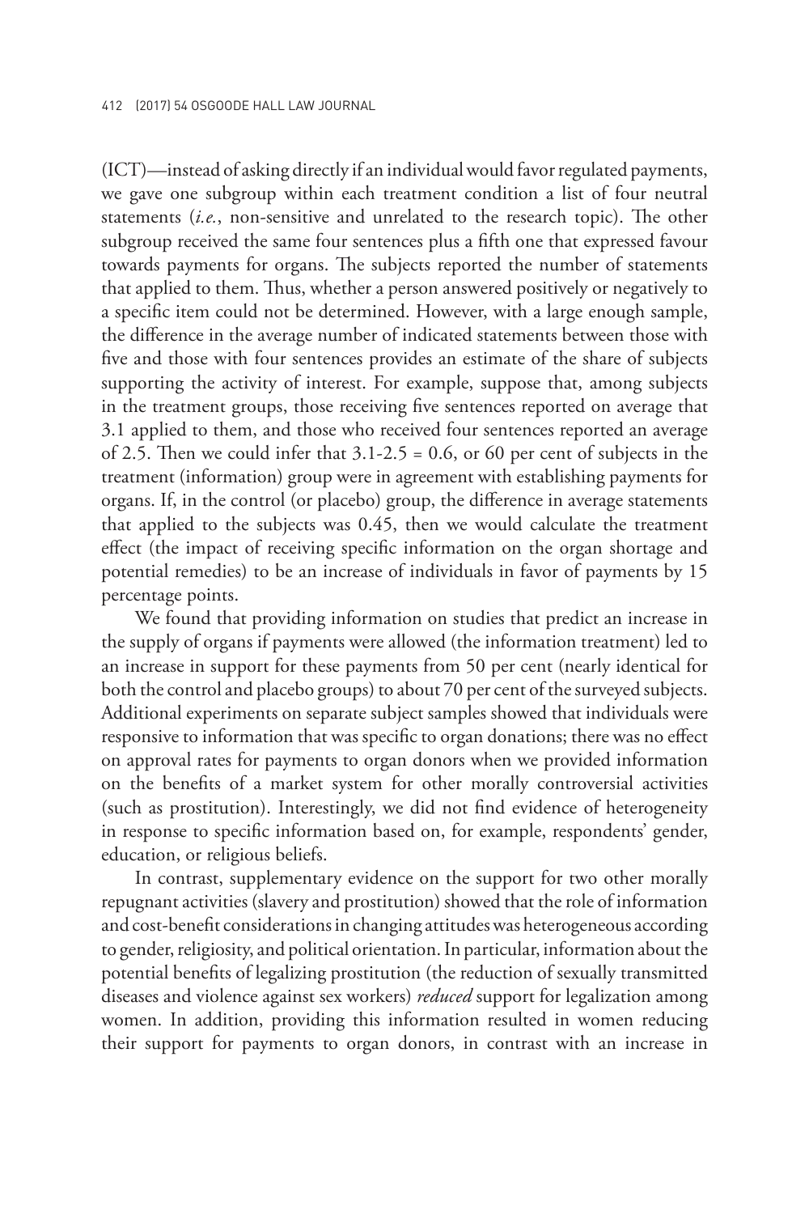(ICT)—instead of asking directly if an individual would favor regulated payments, we gave one subgroup within each treatment condition a list of four neutral statements (*i.e.*, non-sensitive and unrelated to the research topic). The other subgroup received the same four sentences plus a fifth one that expressed favour towards payments for organs. The subjects reported the number of statements that applied to them. Thus, whether a person answered positively or negatively to a specific item could not be determined. However, with a large enough sample, the difference in the average number of indicated statements between those with five and those with four sentences provides an estimate of the share of subjects supporting the activity of interest. For example, suppose that, among subjects in the treatment groups, those receiving five sentences reported on average that 3.1 applied to them, and those who received four sentences reported an average of 2.5. Then we could infer that 3.1-2.5 = 0.6, or 60 per cent of subjects in the treatment (information) group were in agreement with establishing payments for organs. If, in the control (or placebo) group, the difference in average statements that applied to the subjects was 0.45, then we would calculate the treatment effect (the impact of receiving specific information on the organ shortage and potential remedies) to be an increase of individuals in favor of payments by 15 percentage points.

We found that providing information on studies that predict an increase in the supply of organs if payments were allowed (the information treatment) led to an increase in support for these payments from 50 per cent (nearly identical for both the control and placebo groups) to about 70 per cent of the surveyed subjects. Additional experiments on separate subject samples showed that individuals were responsive to information that was specific to organ donations; there was no effect on approval rates for payments to organ donors when we provided information on the benefits of a market system for other morally controversial activities (such as prostitution). Interestingly, we did not find evidence of heterogeneity in response to specific information based on, for example, respondents' gender, education, or religious beliefs.

In contrast, supplementary evidence on the support for two other morally repugnant activities (slavery and prostitution) showed that the role of information and cost-benefit considerations in changing attitudes was heterogeneous according to gender, religiosity, and political orientation. In particular, information about the potential benefits of legalizing prostitution (the reduction of sexually transmitted diseases and violence against sex workers) *reduced* support for legalization among women. In addition, providing this information resulted in women reducing their support for payments to organ donors, in contrast with an increase in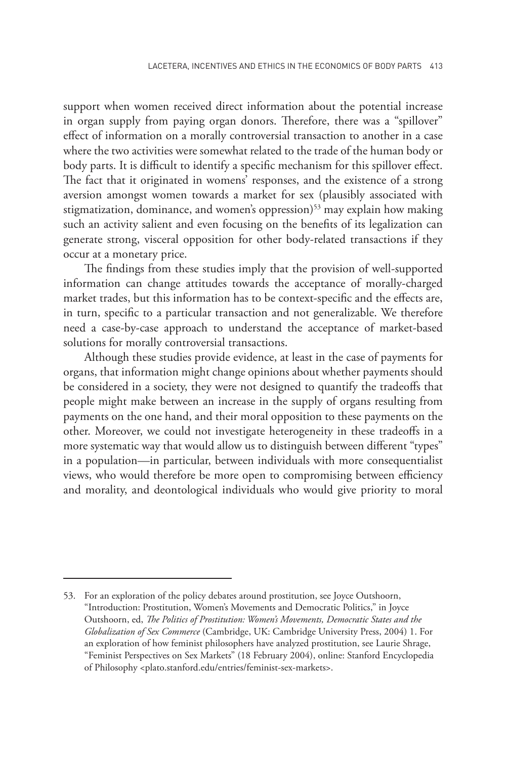support when women received direct information about the potential increase in organ supply from paying organ donors. Therefore, there was a "spillover" effect of information on a morally controversial transaction to another in a case where the two activities were somewhat related to the trade of the human body or body parts. It is difficult to identify a specific mechanism for this spillover effect. The fact that it originated in womens' responses, and the existence of a strong aversion amongst women towards a market for sex (plausibly associated with stigmatization, dominance, and women's oppression)[53] may explain how making such an activity salient and even focusing on the benefits of its legalization can generate strong, visceral opposition for other body-related transactions if they occur at a monetary price.

The findings from these studies imply that the provision of well-supported information can change attitudes towards the acceptance of morally-charged market trades, but this information has to be context-specific and the effects are, in turn, specific to a particular transaction and not generalizable. We therefore need a case-by-case approach to understand the acceptance of market-based solutions for morally controversial transactions.

Although these studies provide evidence, at least in the case of payments for organs, that information might change opinions about whether payments should be considered in a society, they were not designed to quantify the tradeoffs that people might make between an increase in the supply of organs resulting from payments on the one hand, and their moral opposition to these payments on the other. Moreover, we could not investigate heterogeneity in these tradeoffs in a more systematic way that would allow us to distinguish between different "types" in a population—in particular, between individuals with more consequentialist views, who would therefore be more open to compromising between efficiency and morality, and deontological individuals who would give priority to moral

---

53. For an exploration of the policy debates around prostitution, see Joyce Outshoorn, "Introduction: Prostitution, Women's Movements and Democratic Politics," in Joyce Outshoorn, ed, *The Politics of Prostitution: Women's Movements, Democratic States and the Globalization of Sex Commerce* (Cambridge, UK: Cambridge University Press, 2004) 1. For an exploration of how feminist philosophers have analyzed prostitution, see Laurie Shrage, "Feminist Perspectives on Sex Markets" (18 February 2004), online: Stanford Encyclopedia of Philosophy <plato.stanford.edu/entries/feminist-sex-markets>.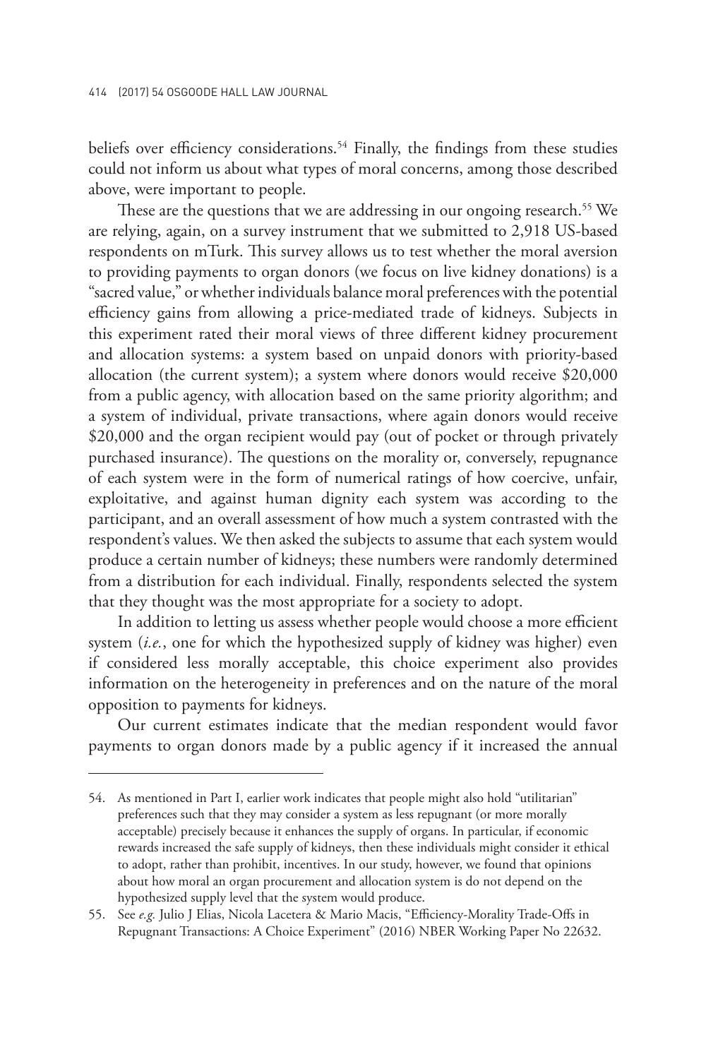beliefs over efficiency considerations.[54] Finally, the findings from these studies could not inform us about what types of moral concerns, among those described above, were important to people.

These are the questions that we are addressing in our ongoing research.[55] We are relying, again, on a survey instrument that we submitted to 2,918 US-based respondents on mTurk. This survey allows us to test whether the moral aversion to providing payments to organ donors (we focus on live kidney donations) is a "sacred value," or whether individuals balance moral preferences with the potential efficiency gains from allowing a price-mediated trade of kidneys. Subjects in this experiment rated their moral views of three different kidney procurement and allocation systems: a system based on unpaid donors with priority-based allocation (the current system); a system where donors would receive $20,000 from a public agency, with allocation based on the same priority algorithm; and a system of individual, private transactions, where again donors would receive $20,000 and the organ recipient would pay (out of pocket or through privately purchased insurance). The questions on the morality or, conversely, repugnance of each system were in the form of numerical ratings of how coercive, unfair, exploitative, and against human dignity each system was according to the participant, and an overall assessment of how much a system contrasted with the respondent's values. We then asked the subjects to assume that each system would produce a certain number of kidneys; these numbers were randomly determined from a distribution for each individual. Finally, respondents selected the system that they thought was the most appropriate for a society to adopt.

In addition to letting us assess whether people would choose a more efficient system (*i.e.*, one for which the hypothesized supply of kidney was higher) even if considered less morally acceptable, this choice experiment also provides information on the heterogeneity in preferences and on the nature of the moral opposition to payments for kidneys.

Our current estimates indicate that the median respondent would favor payments to organ donors made by a public agency if it increased the annual

---

54. As mentioned in Part I, earlier work indicates that people might also hold "utilitarian" preferences such that they may consider a system as less repugnant (or more morally acceptable) precisely because it enhances the supply of organs. In particular, if economic rewards increased the safe supply of kidneys, then these individuals might consider it ethical to adopt, rather than prohibit, incentives. In our study, however, we found that opinions about how moral an organ procurement and allocation system is do not depend on the hypothesized supply level that the system would produce.

55. See *e.g.* Julio J Elias, Nicola Lacetera & Mario Macis, "Efficiency-Morality Trade-Offs in Repugnant Transactions: A Choice Experiment" (2016) NBER Working Paper No 22632.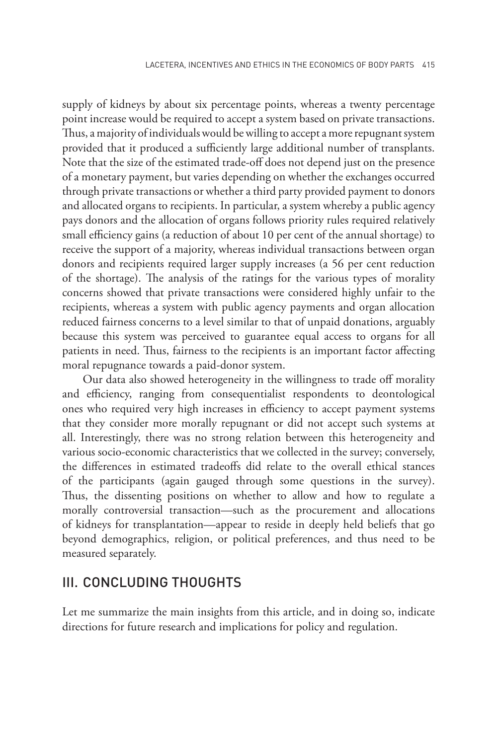supply of kidneys by about six percentage points, whereas a twenty percentage point increase would be required to accept a system based on private transactions. Thus, a majority of individuals would be willing to accept a more repugnant system provided that it produced a sufficiently large additional number of transplants. Note that the size of the estimated trade-off does not depend just on the presence of a monetary payment, but varies depending on whether the exchanges occurred through private transactions or whether a third party provided payment to donors and allocated organs to recipients. In particular, a system whereby a public agency pays donors and the allocation of organs follows priority rules required relatively small efficiency gains (a reduction of about 10 per cent of the annual shortage) to receive the support of a majority, whereas individual transactions between organ donors and recipients required larger supply increases (a 56 per cent reduction of the shortage). The analysis of the ratings for the various types of morality concerns showed that private transactions were considered highly unfair to the recipients, whereas a system with public agency payments and organ allocation reduced fairness concerns to a level similar to that of unpaid donations, arguably because this system was perceived to guarantee equal access to organs for all patients in need. Thus, fairness to the recipients is an important factor affecting moral repugnance towards a paid-donor system.

Our data also showed heterogeneity in the willingness to trade off morality and efficiency, ranging from consequentialist respondents to deontological ones who required very high increases in efficiency to accept payment systems that they consider more morally repugnant or did not accept such systems at all. Interestingly, there was no strong relation between this heterogeneity and various socio-economic characteristics that we collected in the survey; conversely, the differences in estimated tradeoffs did relate to the overall ethical stances of the participants (again gauged through some questions in the survey). Thus, the dissenting positions on whether to allow and how to regulate a morally controversial transaction—such as the procurement and allocations of kidneys for transplantation—appear to reside in deeply held beliefs that go beyond demographics, religion, or political preferences, and thus need to be measured separately.

## III. CONCLUDING THOUGHTS

Let me summarize the main insights from this article, and in doing so, indicate directions for future research and implications for policy and regulation.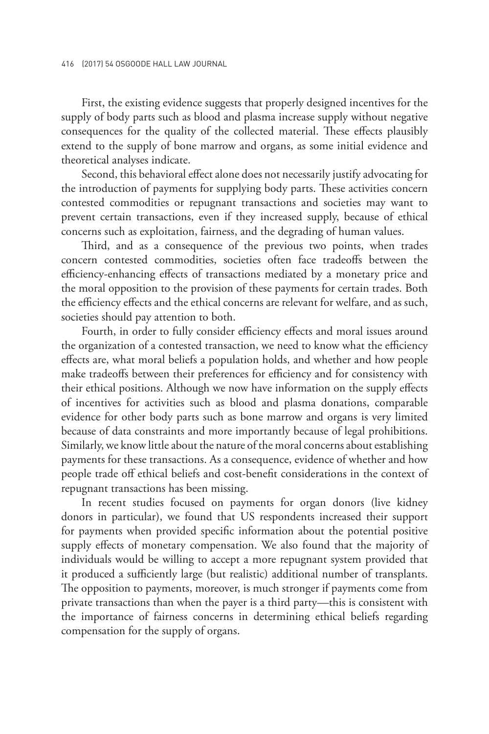First, the existing evidence suggests that properly designed incentives for the supply of body parts such as blood and plasma increase supply without negative consequences for the quality of the collected material. These effects plausibly extend to the supply of bone marrow and organs, as some initial evidence and theoretical analyses indicate.

Second, this behavioral effect alone does not necessarily justify advocating for the introduction of payments for supplying body parts. These activities concern contested commodities or repugnant transactions and societies may want to prevent certain transactions, even if they increased supply, because of ethical concerns such as exploitation, fairness, and the degrading of human values.

Third, and as a consequence of the previous two points, when trades concern contested commodities, societies often face tradeoffs between the efficiency-enhancing effects of transactions mediated by a monetary price and the moral opposition to the provision of these payments for certain trades. Both the efficiency effects and the ethical concerns are relevant for welfare, and as such, societies should pay attention to both.

Fourth, in order to fully consider efficiency effects and moral issues around the organization of a contested transaction, we need to know what the efficiency effects are, what moral beliefs a population holds, and whether and how people make tradeoffs between their preferences for efficiency and for consistency with their ethical positions. Although we now have information on the supply effects of incentives for activities such as blood and plasma donations, comparable evidence for other body parts such as bone marrow and organs is very limited because of data constraints and more importantly because of legal prohibitions. Similarly, we know little about the nature of the moral concerns about establishing payments for these transactions. As a consequence, evidence of whether and how people trade off ethical beliefs and cost-benefit considerations in the context of repugnant transactions has been missing.

In recent studies focused on payments for organ donors (live kidney donors in particular), we found that US respondents increased their support for payments when provided specific information about the potential positive supply effects of monetary compensation. We also found that the majority of individuals would be willing to accept a more repugnant system provided that it produced a sufficiently large (but realistic) additional number of transplants. The opposition to payments, moreover, is much stronger if payments come from private transactions than when the payer is a third party—this is consistent with the importance of fairness concerns in determining ethical beliefs regarding compensation for the supply of organs.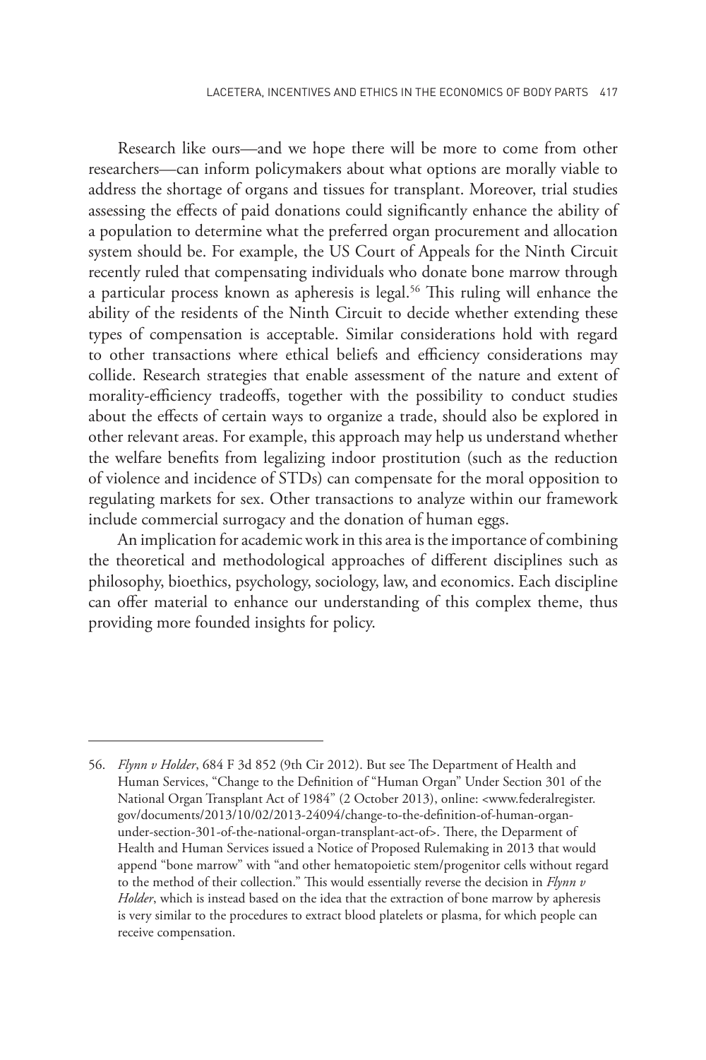Research like ours—and we hope there will be more to come from other researchers—can inform policymakers about what options are morally viable to address the shortage of organs and tissues for transplant. Moreover, trial studies assessing the effects of paid donations could significantly enhance the ability of a population to determine what the preferred organ procurement and allocation system should be. For example, the US Court of Appeals for the Ninth Circuit recently ruled that compensating individuals who donate bone marrow through a particular process known as apheresis is legal.[56] This ruling will enhance the ability of the residents of the Ninth Circuit to decide whether extending these types of compensation is acceptable. Similar considerations hold with regard to other transactions where ethical beliefs and efficiency considerations may collide. Research strategies that enable assessment of the nature and extent of morality-efficiency tradeoffs, together with the possibility to conduct studies about the effects of certain ways to organize a trade, should also be explored in other relevant areas. For example, this approach may help us understand whether the welfare benefits from legalizing indoor prostitution (such as the reduction of violence and incidence of STDs) can compensate for the moral opposition to regulating markets for sex. Other transactions to analyze within our framework include commercial surrogacy and the donation of human eggs.

An implication for academic work in this area is the importance of combining the theoretical and methodological approaches of different disciplines such as philosophy, bioethics, psychology, sociology, law, and economics. Each discipline can offer material to enhance our understanding of this complex theme, thus providing more founded insights for policy.

---

56. *Flynn v Holder*, 684 F 3d 852 (9th Cir 2012). But see The Department of Health and Human Services, "Change to the Definition of "Human Organ" Under Section 301 of the National Organ Transplant Act of 1984" (2 October 2013), online: <www.federalregister.gov/documents/2013/10/02/2013-24094/change-to-the-definition-of-human-organ-under-section-301-of-the-national-organ-transplant-act-of>. There, the Deparment of Health and Human Services issued a Notice of Proposed Rulemaking in 2013 that would append "bone marrow" with "and other hematopoietic stem/progenitor cells without regard to the method of their collection." This would essentially reverse the decision in *Flynn v Holder*, which is instead based on the idea that the extraction of bone marrow by apheresis is very similar to the procedures to extract blood platelets or plasma, for which people can receive compensation.